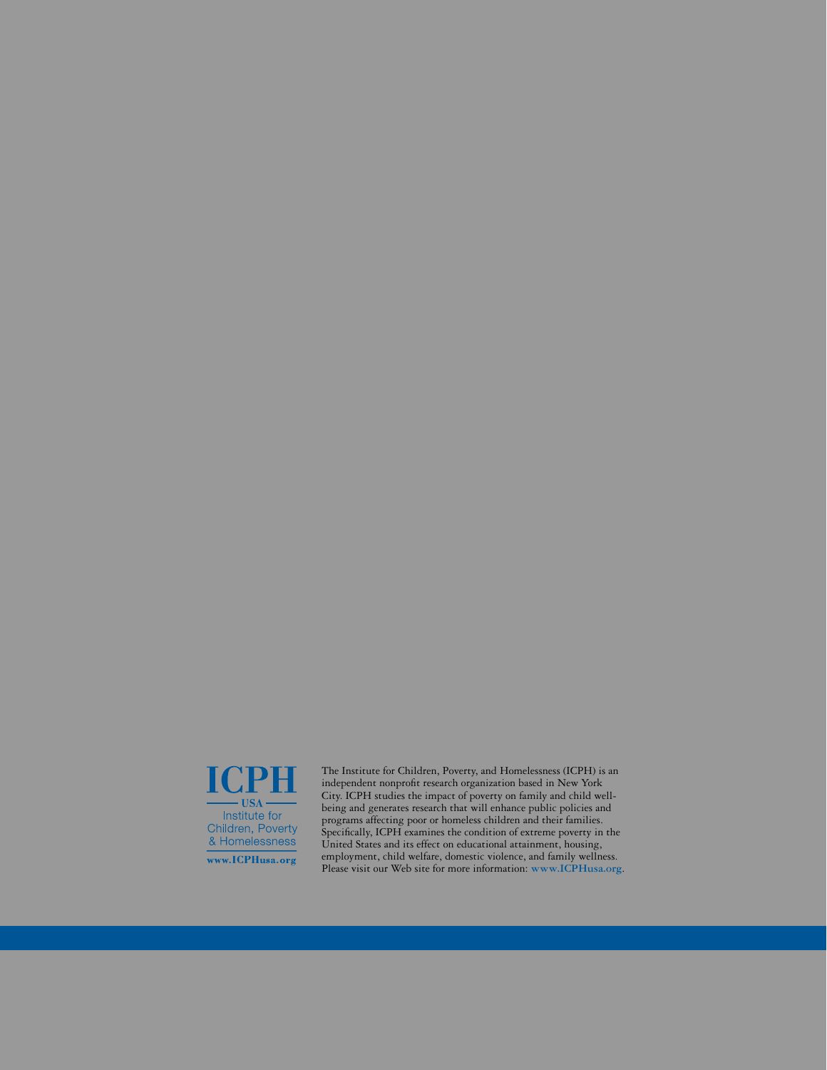**ICPH**

USA

Institute for Children, Poverty & Homelessness

www.ICPHusa.org

The Institute for Children, Poverty, and Homelessness (ICPH) is an independent nonprofit research organization based in New York City. ICPH studies the impact of poverty on family and child well-being and generates research that will enhance public policies and programs affecting poor or homeless children and their families. Specifically, ICPH examines the condition of extreme poverty in the United States and its effect on educational attainment, housing, employment, child welfare, domestic violence, and family wellness. Please visit our Web site for more information: www.ICPHusa.org.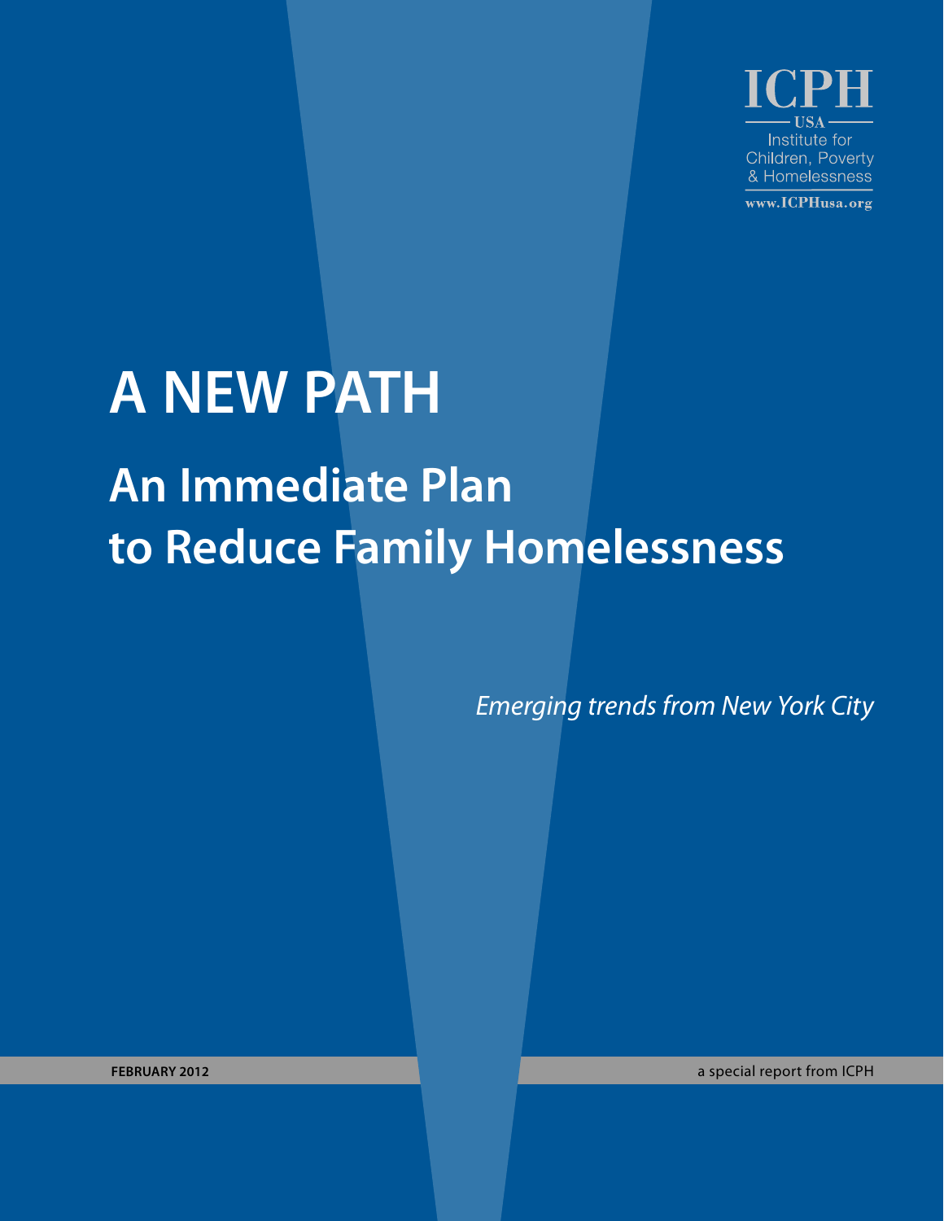ICPH

USA

Institute for Children, Poverty & Homelessness

www.ICPHusa.org

# A NEW PATH

## An Immediate Plan to Reduce Family Homelessness

*Emerging trends from New York City*

**FEBRUARY 2012**

a special report from ICPH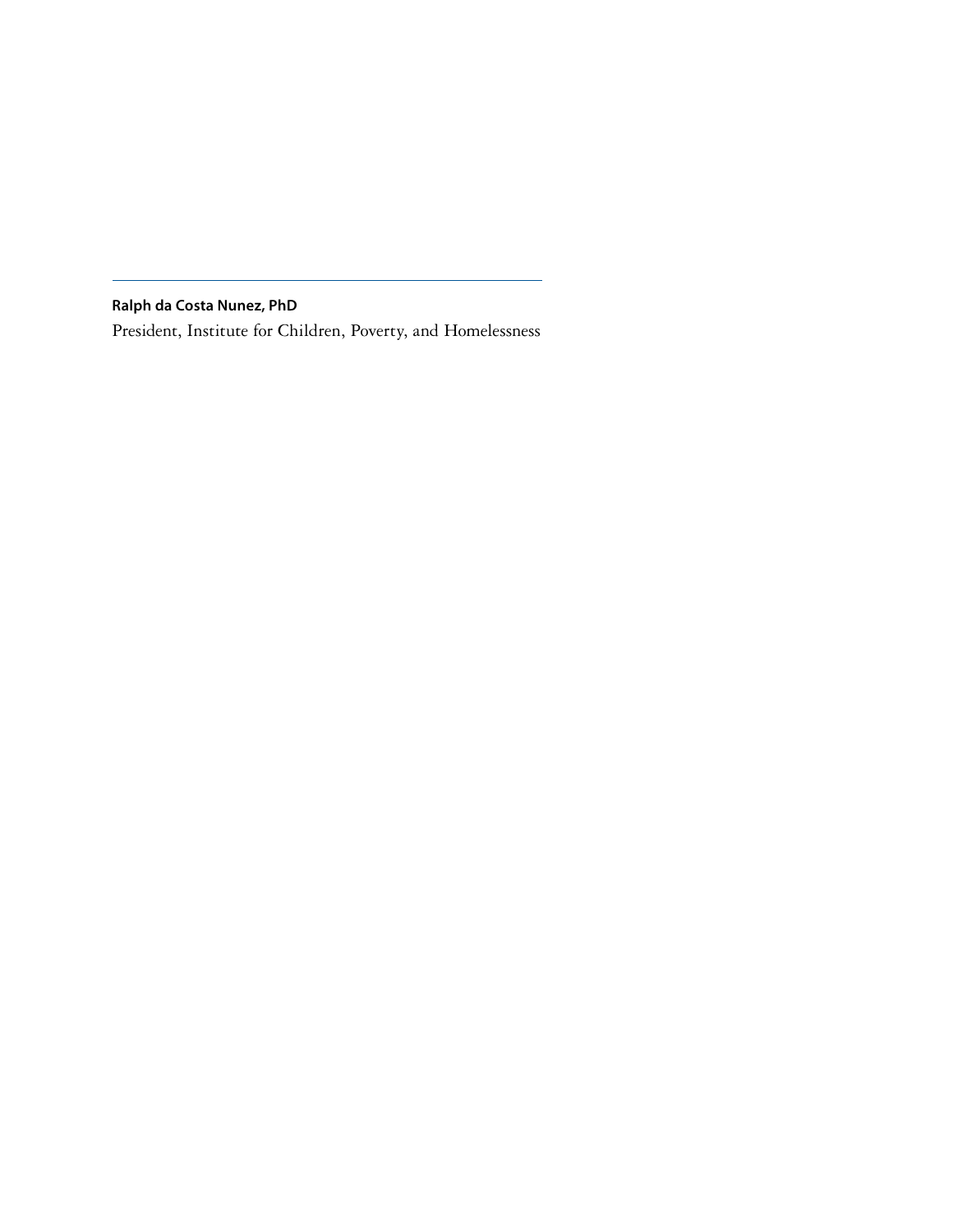---

**Ralph da Costa Nunez, PhD**
President, Institute for Children, Poverty, and Homelessness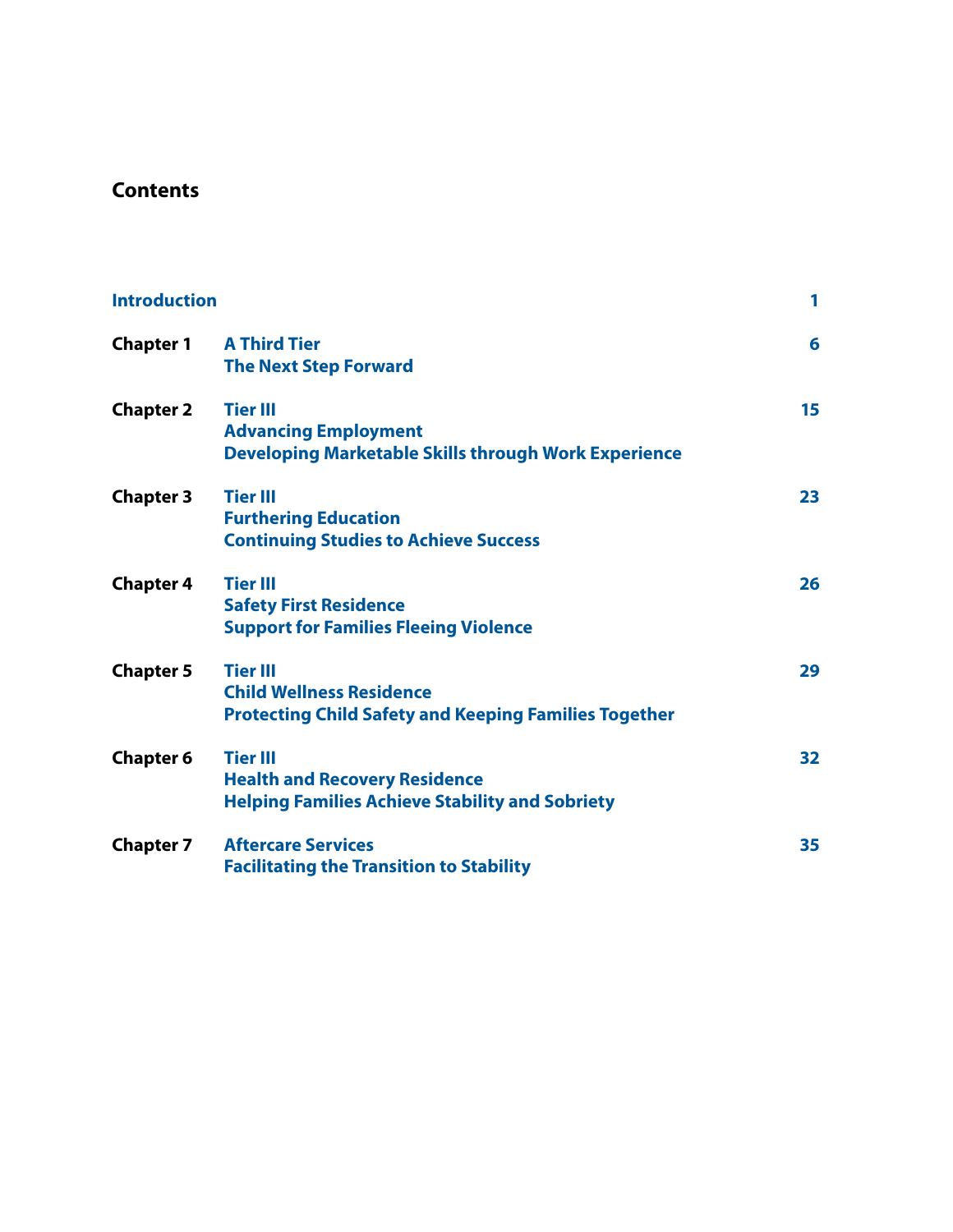## Contents

| | | |
|---|---|---|
| **Introduction** | | **1** |
| **Chapter 1** | **A Third Tier**<br>**The Next Step Forward** | **6** |
| **Chapter 2** | **Tier III**<br>**Advancing Employment**<br>**Developing Marketable Skills through Work Experience** | **15** |
| **Chapter 3** | **Tier III**<br>**Furthering Education**<br>**Continuing Studies to Achieve Success** | **23** |
| **Chapter 4** | **Tier III**<br>**Safety First Residence**<br>**Support for Families Fleeing Violence** | **26** |
| **Chapter 5** | **Tier III**<br>**Child Wellness Residence**<br>**Protecting Child Safety and Keeping Families Together** | **29** |
| **Chapter 6** | **Tier III**<br>**Health and Recovery Residence**<br>**Helping Families Achieve Stability and Sobriety** | **32** |
| **Chapter 7** | **Aftercare Services**<br>**Facilitating the Transition to Stability** | **35** |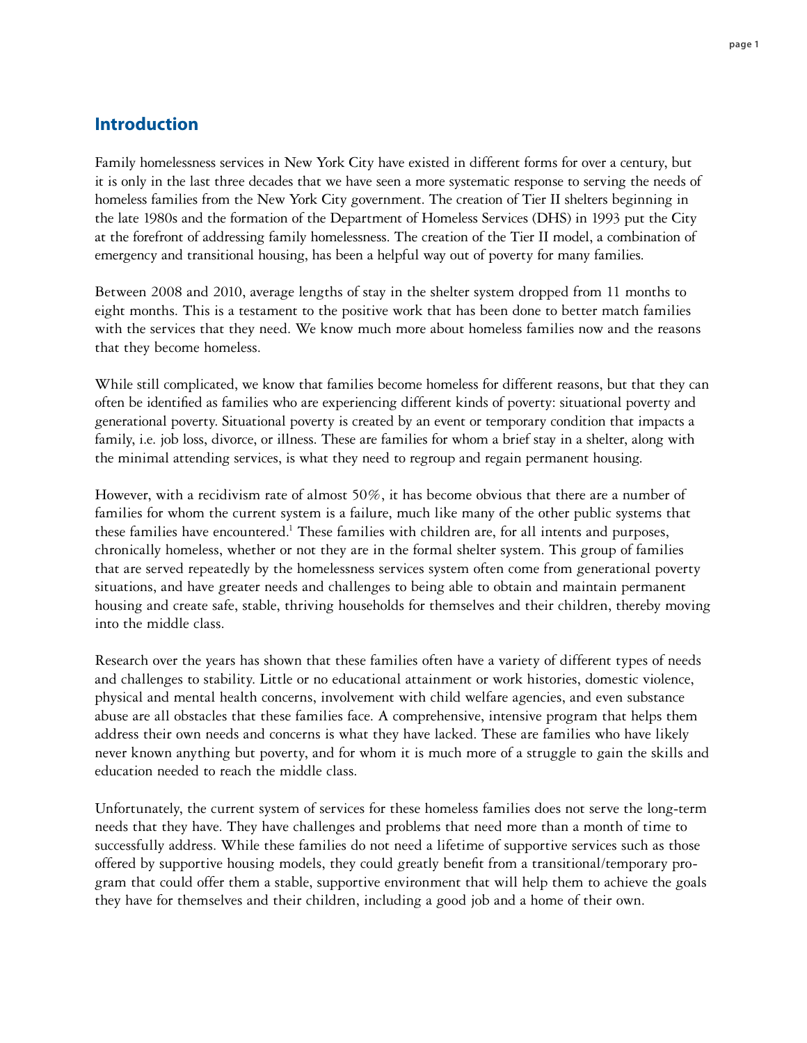## Introduction

Family homelessness services in New York City have existed in different forms for over a century, but it is only in the last three decades that we have seen a more systematic response to serving the needs of homeless families from the New York City government. The creation of Tier II shelters beginning in the late 1980s and the formation of the Department of Homeless Services (DHS) in 1993 put the City at the forefront of addressing family homelessness. The creation of the Tier II model, a combination of emergency and transitional housing, has been a helpful way out of poverty for many families.

Between 2008 and 2010, average lengths of stay in the shelter system dropped from 11 months to eight months. This is a testament to the positive work that has been done to better match families with the services that they need. We know much more about homeless families now and the reasons that they become homeless.

While still complicated, we know that families become homeless for different reasons, but that they can often be identified as families who are experiencing different kinds of poverty: situational poverty and generational poverty. Situational poverty is created by an event or temporary condition that impacts a family, i.e. job loss, divorce, or illness. These are families for whom a brief stay in a shelter, along with the minimal attending services, is what they need to regroup and regain permanent housing.

However, with a recidivism rate of almost 50%, it has become obvious that there are a number of families for whom the current system is a failure, much like many of the other public systems that these families have encountered.[1] These families with children are, for all intents and purposes, chronically homeless, whether or not they are in the formal shelter system. This group of families that are served repeatedly by the homelessness services system often come from generational poverty situations, and have greater needs and challenges to being able to obtain and maintain permanent housing and create safe, stable, thriving households for themselves and their children, thereby moving into the middle class.

Research over the years has shown that these families often have a variety of different types of needs and challenges to stability. Little or no educational attainment or work histories, domestic violence, physical and mental health concerns, involvement with child welfare agencies, and even substance abuse are all obstacles that these families face. A comprehensive, intensive program that helps them address their own needs and concerns is what they have lacked. These are families who have likely never known anything but poverty, and for whom it is much more of a struggle to gain the skills and education needed to reach the middle class.

Unfortunately, the current system of services for these homeless families does not serve the long-term needs that they have. They have challenges and problems that need more than a month of time to successfully address. While these families do not need a lifetime of supportive services such as those offered by supportive housing models, they could greatly benefit from a transitional/temporary program that could offer them a stable, supportive environment that will help them to achieve the goals they have for themselves and their children, including a good job and a home of their own.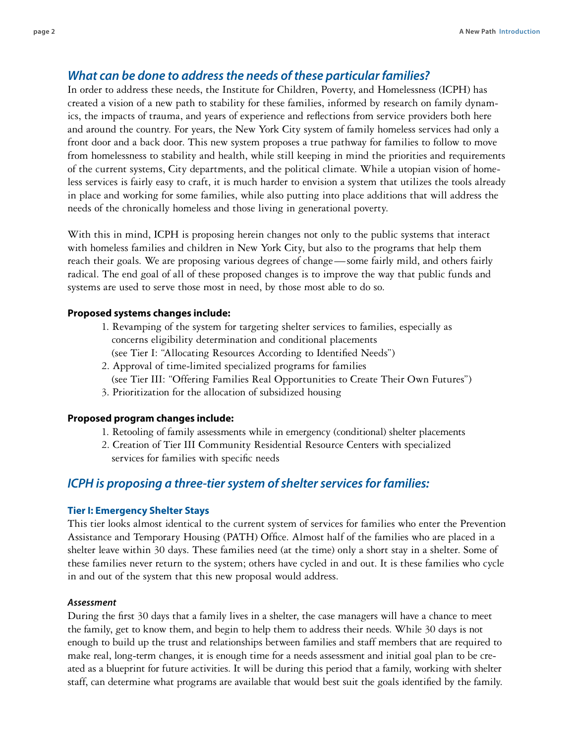## *What can be done to address the needs of these particular families?*

In order to address these needs, the Institute for Children, Poverty, and Homelessness (ICPH) has created a vision of a new path to stability for these families, informed by research on family dynamics, the impacts of trauma, and years of experience and reflections from service providers both here and around the country. For years, the New York City system of family homeless services had only a front door and a back door. This new system proposes a true pathway for families to follow to move from homelessness to stability and health, while still keeping in mind the priorities and requirements of the current systems, City departments, and the political climate. While a utopian vision of homeless services is fairly easy to craft, it is much harder to envision a system that utilizes the tools already in place and working for some families, while also putting into place additions that will address the needs of the chronically homeless and those living in generational poverty.

With this in mind, ICPH is proposing herein changes not only to the public systems that interact with homeless families and children in New York City, but also to the programs that help them reach their goals. We are proposing various degrees of change—some fairly mild, and others fairly radical. The end goal of all of these proposed changes is to improve the way that public funds and systems are used to serve those most in need, by those most able to do so.

**Proposed systems changes include:**

1. Revamping of the system for targeting shelter services to families, especially as concerns eligibility determination and conditional placements (see Tier I: "Allocating Resources According to Identified Needs")
2. Approval of time-limited specialized programs for families (see Tier III: "Offering Families Real Opportunities to Create Their Own Futures")
3. Prioritization for the allocation of subsidized housing

**Proposed program changes include:**

1. Retooling of family assessments while in emergency (conditional) shelter placements
2. Creation of Tier III Community Residential Resource Centers with specialized services for families with specific needs

## *ICPH is proposing a three-tier system of shelter services for families:*

### Tier I: Emergency Shelter Stays

This tier looks almost identical to the current system of services for families who enter the Prevention Assistance and Temporary Housing (PATH) Office. Almost half of the families who are placed in a shelter leave within 30 days. These families need (at the time) only a short stay in a shelter. Some of these families never return to the system; others have cycled in and out. It is these families who cycle in and out of the system that this new proposal would address.

#### *Assessment*

During the first 30 days that a family lives in a shelter, the case managers will have a chance to meet the family, get to know them, and begin to help them to address their needs. While 30 days is not enough to build up the trust and relationships between families and staff members that are required to make real, long-term changes, it is enough time for a needs assessment and initial goal plan to be created as a blueprint for future activities. It will be during this period that a family, working with shelter staff, can determine what programs are available that would best suit the goals identified by the family.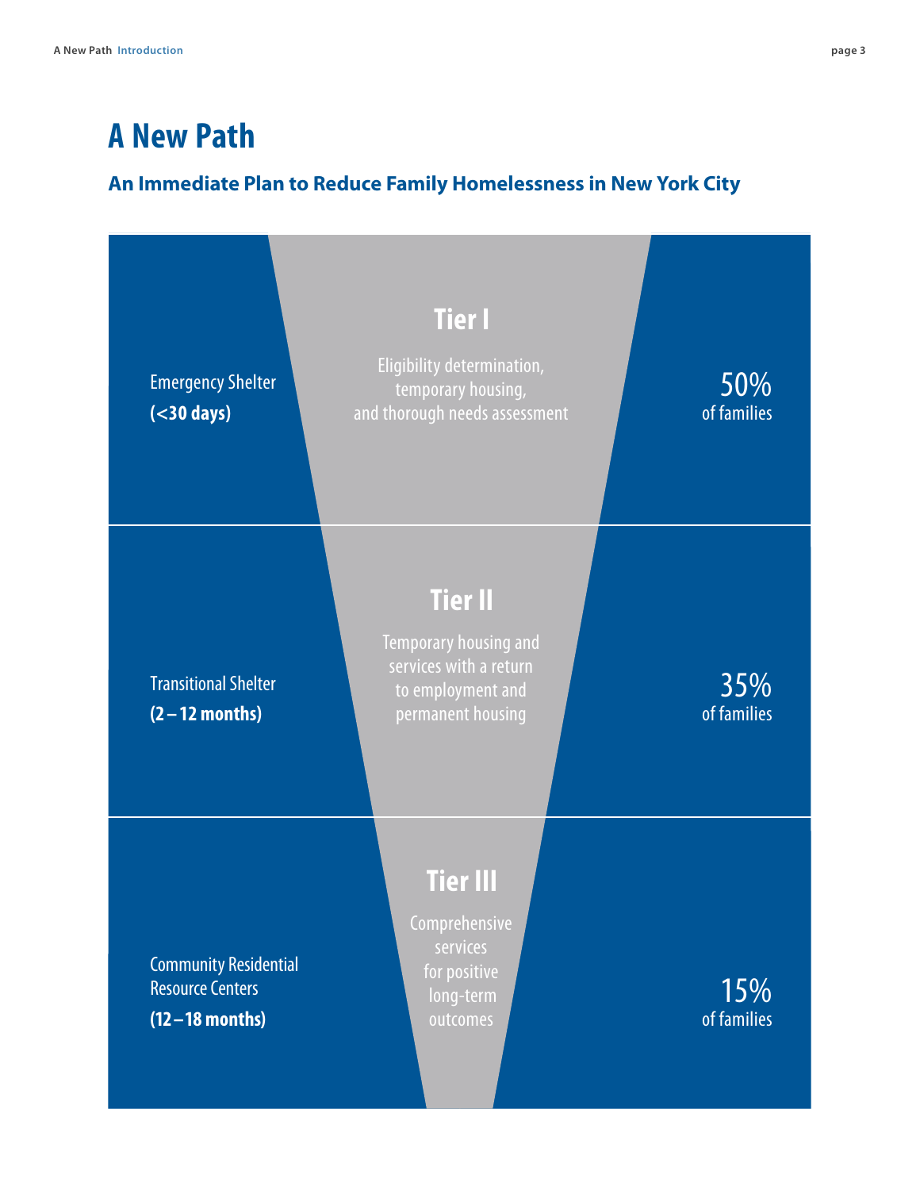# A New Path

## An Immediate Plan to Reduce Family Homelessness in New York City

| | | |
|---|---|---|
| Emergency Shelter **(<30 days)** | **Tier I** Eligibility determination, temporary housing, and thorough needs assessment | 50% of families |
| Transitional Shelter **(2 – 12 months)** | **Tier II** Temporary housing and services with a return to employment and permanent housing | 35% of families |
| Community Residential Resource Centers **(12 – 18 months)** | **Tier III** Comprehensive services for positive long-term outcomes | 15% of families |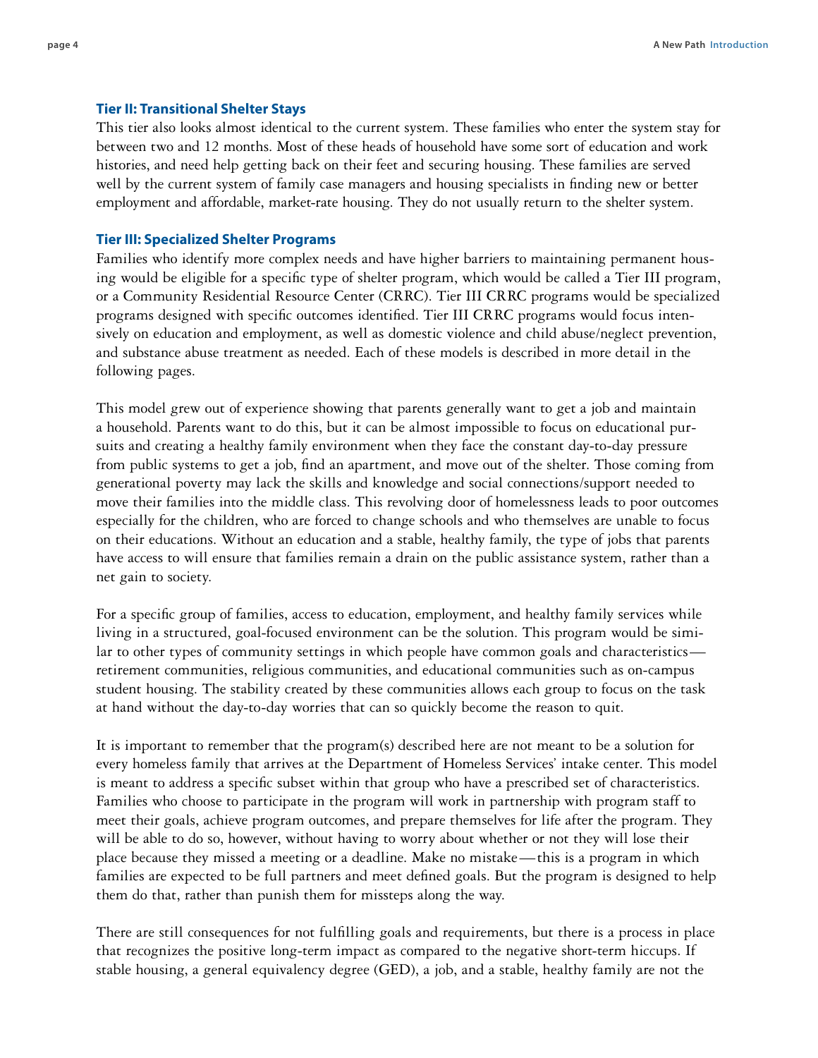### Tier II: Transitional Shelter Stays

This tier also looks almost identical to the current system. These families who enter the system stay for between two and 12 months. Most of these heads of household have some sort of education and work histories, and need help getting back on their feet and securing housing. These families are served well by the current system of family case managers and housing specialists in finding new or better employment and affordable, market-rate housing. They do not usually return to the shelter system.

### Tier III: Specialized Shelter Programs

Families who identify more complex needs and have higher barriers to maintaining permanent housing would be eligible for a specific type of shelter program, which would be called a Tier III program, or a Community Residential Resource Center (CRRC). Tier III CRRC programs would be specialized programs designed with specific outcomes identified. Tier III CRRC programs would focus intensively on education and employment, as well as domestic violence and child abuse/neglect prevention, and substance abuse treatment as needed. Each of these models is described in more detail in the following pages.

This model grew out of experience showing that parents generally want to get a job and maintain a household. Parents want to do this, but it can be almost impossible to focus on educational pursuits and creating a healthy family environment when they face the constant day-to-day pressure from public systems to get a job, find an apartment, and move out of the shelter. Those coming from generational poverty may lack the skills and knowledge and social connections/support needed to move their families into the middle class. This revolving door of homelessness leads to poor outcomes especially for the children, who are forced to change schools and who themselves are unable to focus on their educations. Without an education and a stable, healthy family, the type of jobs that parents have access to will ensure that families remain a drain on the public assistance system, rather than a net gain to society.

For a specific group of families, access to education, employment, and healthy family services while living in a structured, goal-focused environment can be the solution. This program would be similar to other types of community settings in which people have common goals and characteristics—retirement communities, religious communities, and educational communities such as on-campus student housing. The stability created by these communities allows each group to focus on the task at hand without the day-to-day worries that can so quickly become the reason to quit.

It is important to remember that the program(s) described here are not meant to be a solution for every homeless family that arrives at the Department of Homeless Services' intake center. This model is meant to address a specific subset within that group who have a prescribed set of characteristics. Families who choose to participate in the program will work in partnership with program staff to meet their goals, achieve program outcomes, and prepare themselves for life after the program. They will be able to do so, however, without having to worry about whether or not they will lose their place because they missed a meeting or a deadline. Make no mistake—this is a program in which families are expected to be full partners and meet defined goals. But the program is designed to help them do that, rather than punish them for missteps along the way.

There are still consequences for not fulfilling goals and requirements, but there is a process in place that recognizes the positive long-term impact as compared to the negative short-term hiccups. If stable housing, a general equivalency degree (GED), a job, and a stable, healthy family are not the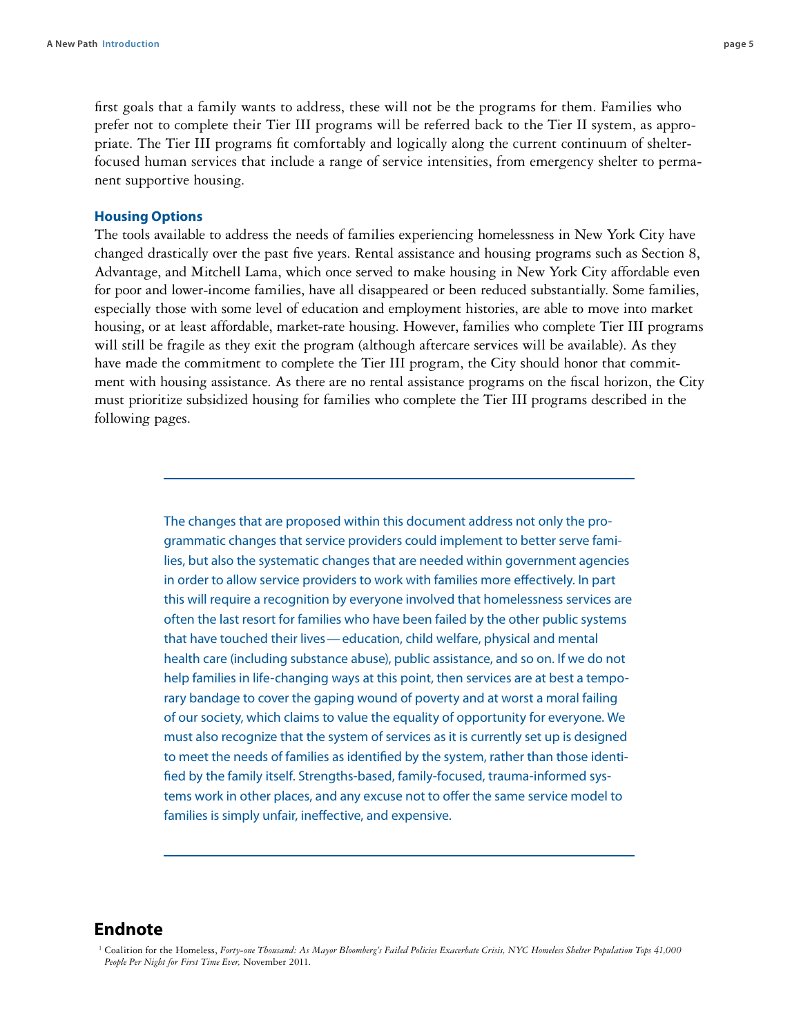first goals that a family wants to address, these will not be the programs for them. Families who prefer not to complete their Tier III programs will be referred back to the Tier II system, as appropriate. The Tier III programs fit comfortably and logically along the current continuum of shelter-focused human services that include a range of service intensities, from emergency shelter to permanent supportive housing.

### Housing Options

The tools available to address the needs of families experiencing homelessness in New York City have changed drastically over the past five years. Rental assistance and housing programs such as Section 8, Advantage, and Mitchell Lama, which once served to make housing in New York City affordable even for poor and lower-income families, have all disappeared or been reduced substantially. Some families, especially those with some level of education and employment histories, are able to move into market housing, or at least affordable, market-rate housing. However, families who complete Tier III programs will still be fragile as they exit the program (although aftercare services will be available). As they have made the commitment to complete the Tier III program, the City should honor that commitment with housing assistance. As there are no rental assistance programs on the fiscal horizon, the City must prioritize subsidized housing for families who complete the Tier III programs described in the following pages.

---

The changes that are proposed within this document address not only the programmatic changes that service providers could implement to better serve families, but also the systematic changes that are needed within government agencies in order to allow service providers to work with families more effectively. In part this will require a recognition by everyone involved that homelessness services are often the last resort for families who have been failed by the other public systems that have touched their lives — education, child welfare, physical and mental health care (including substance abuse), public assistance, and so on. If we do not help families in life-changing ways at this point, then services are at best a temporary bandage to cover the gaping wound of poverty and at worst a moral failing of our society, which claims to value the equality of opportunity for everyone. We must also recognize that the system of services as it is currently set up is designed to meet the needs of families as identified by the system, rather than those identified by the family itself. Strengths-based, family-focused, trauma-informed systems work in other places, and any excuse not to offer the same service model to families is simply unfair, ineffective, and expensive.

---

## Endnote

[1] Coalition for the Homeless, *Forty-one Thousand: As Mayor Bloomberg's Failed Policies Exacerbate Crisis, NYC Homeless Shelter Population Tops 41,000 People Per Night for First Time Ever,* November 2011.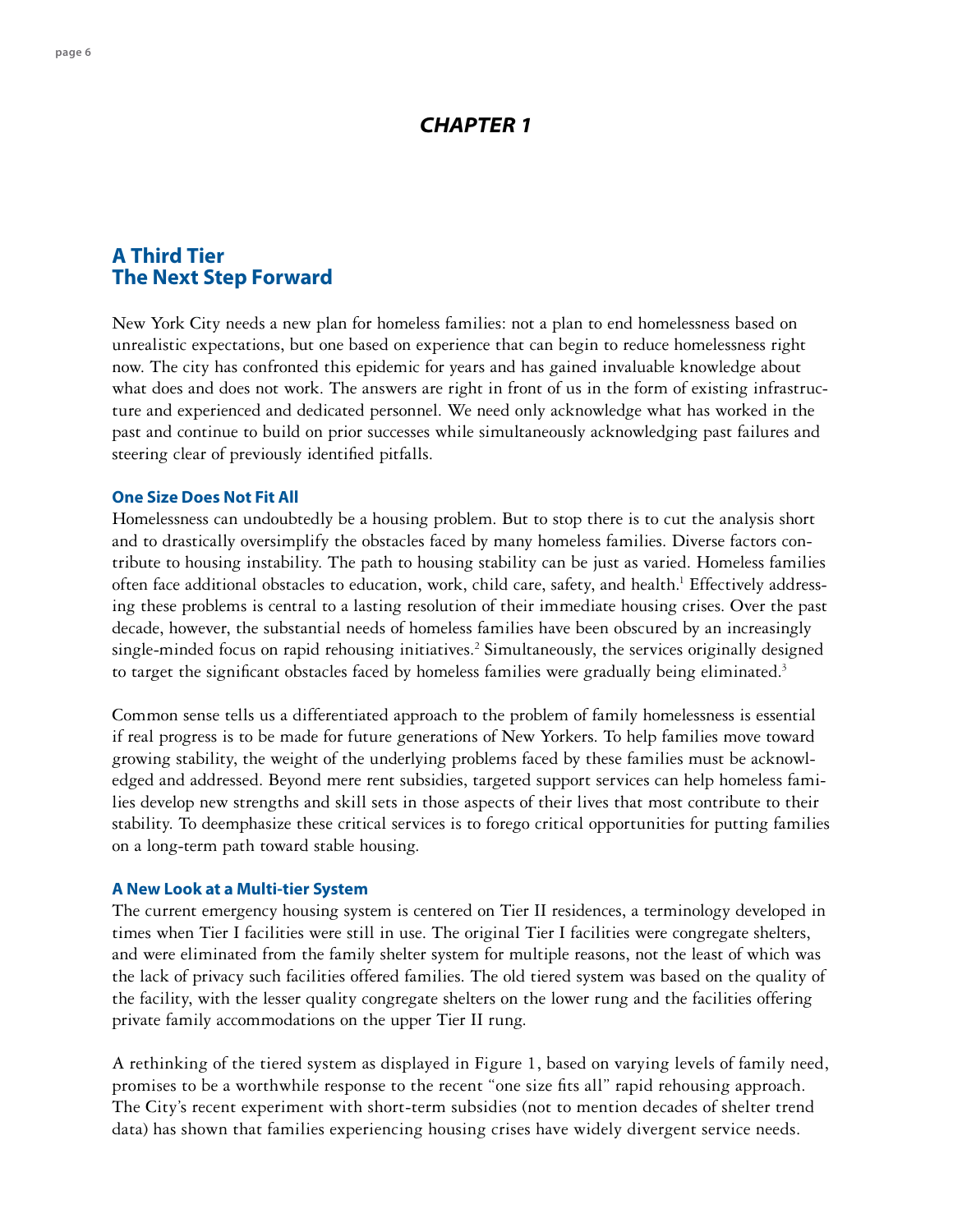# CHAPTER 1

## A Third Tier
## The Next Step Forward

New York City needs a new plan for homeless families: not a plan to end homelessness based on unrealistic expectations, but one based on experience that can begin to reduce homelessness right now. The city has confronted this epidemic for years and has gained invaluable knowledge about what does and does not work. The answers are right in front of us in the form of existing infrastructure and experienced and dedicated personnel. We need only acknowledge what has worked in the past and continue to build on prior successes while simultaneously acknowledging past failures and steering clear of previously identified pitfalls.

### One Size Does Not Fit All

Homelessness can undoubtedly be a housing problem. But to stop there is to cut the analysis short and to drastically oversimplify the obstacles faced by many homeless families. Diverse factors contribute to housing instability. The path to housing stability can be just as varied. Homeless families often face additional obstacles to education, work, child care, safety, and health.[1] Effectively addressing these problems is central to a lasting resolution of their immediate housing crises. Over the past decade, however, the substantial needs of homeless families have been obscured by an increasingly single-minded focus on rapid rehousing initiatives.[2] Simultaneously, the services originally designed to target the significant obstacles faced by homeless families were gradually being eliminated.[3]

Common sense tells us a differentiated approach to the problem of family homelessness is essential if real progress is to be made for future generations of New Yorkers. To help families move toward growing stability, the weight of the underlying problems faced by these families must be acknowledged and addressed. Beyond mere rent subsidies, targeted support services can help homeless families develop new strengths and skill sets in those aspects of their lives that most contribute to their stability. To deemphasize these critical services is to forego critical opportunities for putting families on a long-term path toward stable housing.

### A New Look at a Multi-tier System

The current emergency housing system is centered on Tier II residences, a terminology developed in times when Tier I facilities were still in use. The original Tier I facilities were congregate shelters, and were eliminated from the family shelter system for multiple reasons, not the least of which was the lack of privacy such facilities offered families. The old tiered system was based on the quality of the facility, with the lesser quality congregate shelters on the lower rung and the facilities offering private family accommodations on the upper Tier II rung.

A rethinking of the tiered system as displayed in Figure 1, based on varying levels of family need, promises to be a worthwhile response to the recent "one size fits all" rapid rehousing approach. The City's recent experiment with short-term subsidies (not to mention decades of shelter trend data) has shown that families experiencing housing crises have widely divergent service needs.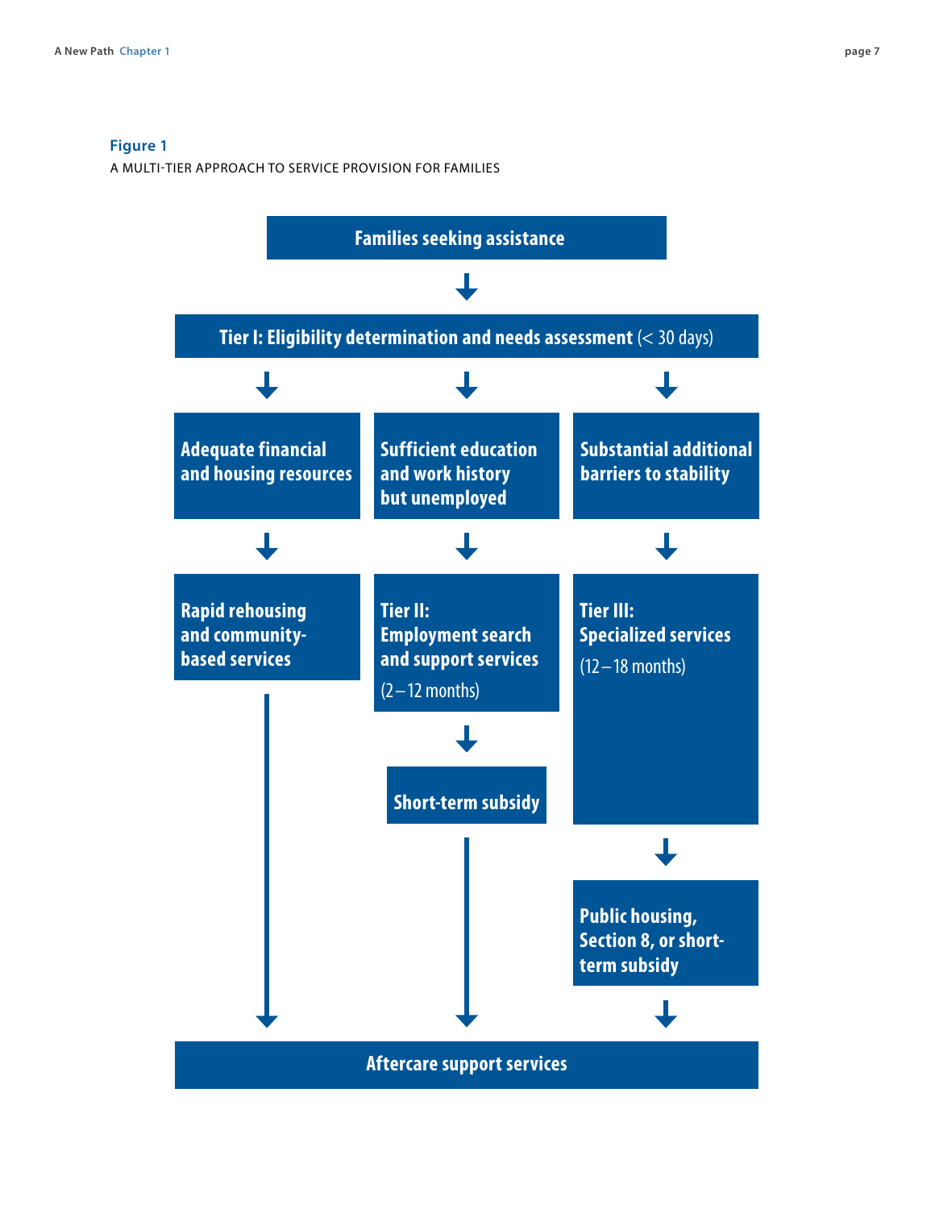**Figure 1**

A MULTI-TIER APPROACH TO SERVICE PROVISION FOR FAMILIES

**Families seeking assistance**

↓

**Tier I: Eligibility determination and needs assessment** (< 30 days)

| Path 1 | Path 2 | Path 3 |
|---|---|---|
| **Adequate financial and housing resources** | **Sufficient education and work history but unemployed** | **Substantial additional barriers to stability** |
| ↓ | ↓ | ↓ |
| **Rapid rehousing and community-based services** | **Tier II: Employment search and support services** (2 – 12 months) | **Tier III: Specialized services** (12 – 18 months) |
| | ↓ | ↓ |
| | **Short-term subsidy** | **Public housing, Section 8, or short-term subsidy** |
| ↓ | ↓ | ↓ |

**Aftercare support services**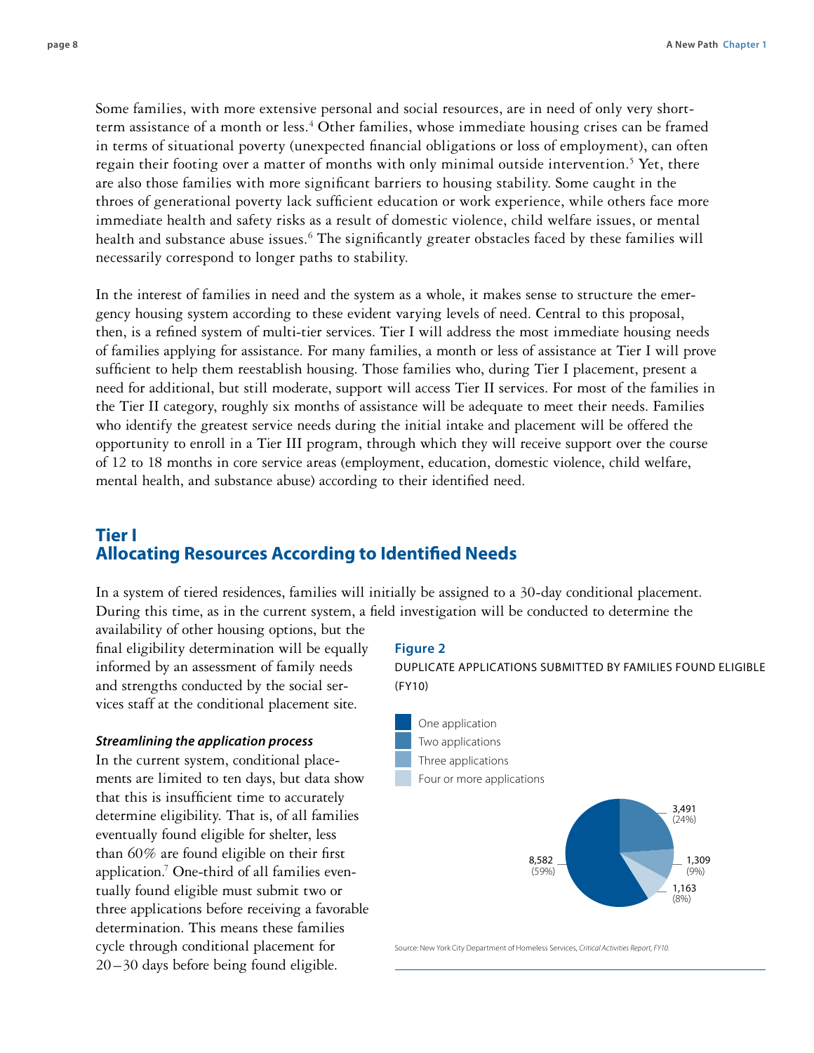Some families, with more extensive personal and social resources, are in need of only very short-term assistance of a month or less.[4] Other families, whose immediate housing crises can be framed in terms of situational poverty (unexpected financial obligations or loss of employment), can often regain their footing over a matter of months with only minimal outside intervention.[5] Yet, there are also those families with more significant barriers to housing stability. Some caught in the throes of generational poverty lack sufficient education or work experience, while others face more immediate health and safety risks as a result of domestic violence, child welfare issues, or mental health and substance abuse issues.[6] The significantly greater obstacles faced by these families will necessarily correspond to longer paths to stability.

In the interest of families in need and the system as a whole, it makes sense to structure the emergency housing system according to these evident varying levels of need. Central to this proposal, then, is a refined system of multi-tier services. Tier I will address the most immediate housing needs of families applying for assistance. For many families, a month or less of assistance at Tier I will prove sufficient to help them reestablish housing. Those families who, during Tier I placement, present a need for additional, but still moderate, support will access Tier II services. For most of the families in the Tier II category, roughly six months of assistance will be adequate to meet their needs. Families who identify the greatest service needs during the initial intake and placement will be offered the opportunity to enroll in a Tier III program, through which they will receive support over the course of 12 to 18 months in core service areas (employment, education, domestic violence, child welfare, mental health, and substance abuse) according to their identified need.

## Tier I
## Allocating Resources According to Identified Needs

In a system of tiered residences, families will initially be assigned to a 30-day conditional placement. During this time, as in the current system, a field investigation will be conducted to determine the availability of other housing options, but the final eligibility determination will be equally informed by an assessment of family needs and strengths conducted by the social services staff at the conditional placement site.

### *Streamlining the application process*

In the current system, conditional placements are limited to ten days, but data show that this is insufficient time to accurately determine eligibility. That is, of all families eventually found eligible for shelter, less than 60% are found eligible on their first application.[7] One-third of all families eventually found eligible must submit two or three applications before receiving a favorable determination. This means these families cycle through conditional placement for 20–30 days before being found eligible.

**Figure 2**

DUPLICATE APPLICATIONS SUBMITTED BY FAMILIES FOUND ELIGIBLE (FY10)

| Applications | Families | Percent |
|---|---|---|
| One application | 8,582 | 59% |
| Two applications | 3,491 | 24% |
| Three applications | 1,309 | 9% |
| Four or more applications | 1,163 | 8% |

Source: New York City Department of Homeless Services, *Critical Activities Report, FY10.*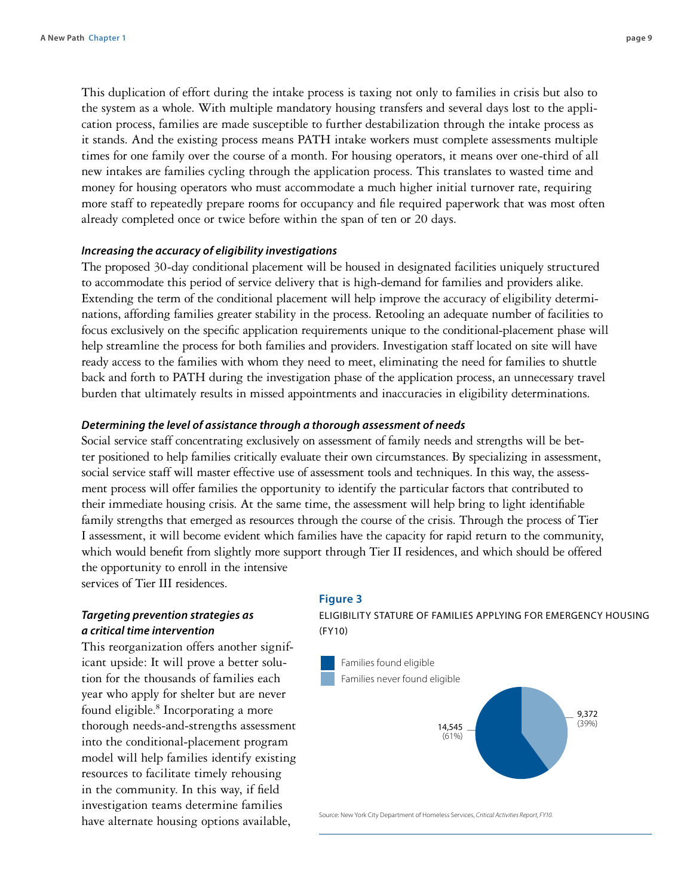This duplication of effort during the intake process is taxing not only to families in crisis but also to the system as a whole. With multiple mandatory housing transfers and several days lost to the application process, families are made susceptible to further destabilization through the intake process as it stands. And the existing process means PATH intake workers must complete assessments multiple times for one family over the course of a month. For housing operators, it means over one-third of all new intakes are families cycling through the application process. This translates to wasted time and money for housing operators who must accommodate a much higher initial turnover rate, requiring more staff to repeatedly prepare rooms for occupancy and file required paperwork that was most often already completed once or twice before within the span of ten or 20 days.

### *Increasing the accuracy of eligibility investigations*

The proposed 30-day conditional placement will be housed in designated facilities uniquely structured to accommodate this period of service delivery that is high-demand for families and providers alike. Extending the term of the conditional placement will help improve the accuracy of eligibility determinations, affording families greater stability in the process. Retooling an adequate number of facilities to focus exclusively on the specific application requirements unique to the conditional-placement phase will help streamline the process for both families and providers. Investigation staff located on site will have ready access to the families with whom they need to meet, eliminating the need for families to shuttle back and forth to PATH during the investigation phase of the application process, an unnecessary travel burden that ultimately results in missed appointments and inaccuracies in eligibility determinations.

### *Determining the level of assistance through a thorough assessment of needs*

Social service staff concentrating exclusively on assessment of family needs and strengths will be better positioned to help families critically evaluate their own circumstances. By specializing in assessment, social service staff will master effective use of assessment tools and techniques. In this way, the assessment process will offer families the opportunity to identify the particular factors that contributed to their immediate housing crisis. At the same time, the assessment will help bring to light identifiable family strengths that emerged as resources through the course of the crisis. Through the process of Tier I assessment, it will become evident which families have the capacity for rapid return to the community, which would benefit from slightly more support through Tier II residences, and which should be offered the opportunity to enroll in the intensive services of Tier III residences.

### *Targeting prevention strategies as a critical time intervention*

This reorganization offers another significant upside: It will prove a better solution for the thousands of families each year who apply for shelter but are never found eligible.[8] Incorporating a more thorough needs-and-strengths assessment into the conditional-placement program model will help families identify existing resources to facilitate timely rehousing in the community. In this way, if field investigation teams determine families have alternate housing options available,

**Figure 3**

ELIGIBILITY STATURE OF FAMILIES APPLYING FOR EMERGENCY HOUSING (FY10)

| Category | Families | Percent |
|---|---|---|
| Families found eligible | 14,545 | 61% |
| Families never found eligible | 9,372 | 39% |

Source: New York City Department of Homeless Services, *Critical Activities Report, FY10.*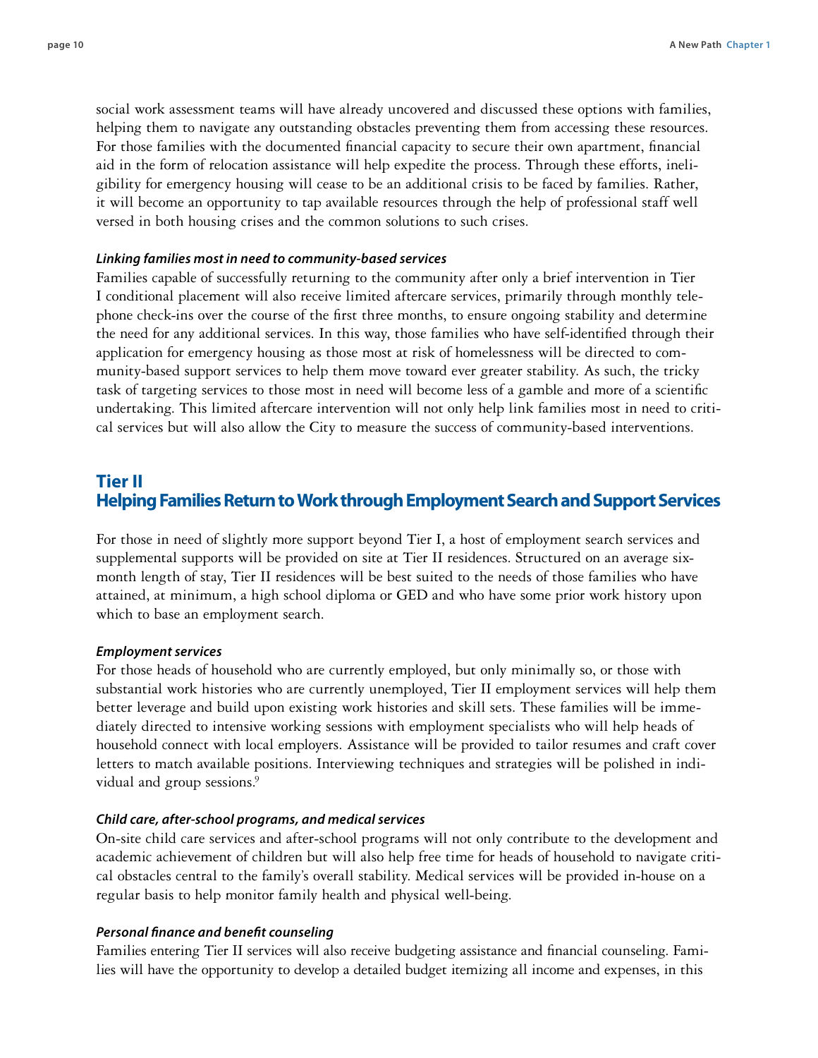social work assessment teams will have already uncovered and discussed these options with families, helping them to navigate any outstanding obstacles preventing them from accessing these resources. For those families with the documented financial capacity to secure their own apartment, financial aid in the form of relocation assistance will help expedite the process. Through these efforts, ineligibility for emergency housing will cease to be an additional crisis to be faced by families. Rather, it will become an opportunity to tap available resources through the help of professional staff well versed in both housing crises and the common solutions to such crises.

#### *Linking families most in need to community-based services*

Families capable of successfully returning to the community after only a brief intervention in Tier I conditional placement will also receive limited aftercare services, primarily through monthly telephone check-ins over the course of the first three months, to ensure ongoing stability and determine the need for any additional services. In this way, those families who have self-identified through their application for emergency housing as those most at risk of homelessness will be directed to community-based support services to help them move toward ever greater stability. As such, the tricky task of targeting services to those most in need will become less of a gamble and more of a scientific undertaking. This limited aftercare intervention will not only help link families most in need to critical services but will also allow the City to measure the success of community-based interventions.

## Tier II
## Helping Families Return to Work through Employment Search and Support Services

For those in need of slightly more support beyond Tier I, a host of employment search services and supplemental supports will be provided on site at Tier II residences. Structured on an average six-month length of stay, Tier II residences will be best suited to the needs of those families who have attained, at minimum, a high school diploma or GED and who have some prior work history upon which to base an employment search.

#### *Employment services*

For those heads of household who are currently employed, but only minimally so, or those with substantial work histories who are currently unemployed, Tier II employment services will help them better leverage and build upon existing work histories and skill sets. These families will be immediately directed to intensive working sessions with employment specialists who will help heads of household connect with local employers. Assistance will be provided to tailor resumes and craft cover letters to match available positions. Interviewing techniques and strategies will be polished in individual and group sessions.[9]

#### *Child care, after-school programs, and medical services*

On-site child care services and after-school programs will not only contribute to the development and academic achievement of children but will also help free time for heads of household to navigate critical obstacles central to the family's overall stability. Medical services will be provided in-house on a regular basis to help monitor family health and physical well-being.

#### *Personal finance and benefit counseling*

Families entering Tier II services will also receive budgeting assistance and financial counseling. Families will have the opportunity to develop a detailed budget itemizing all income and expenses, in this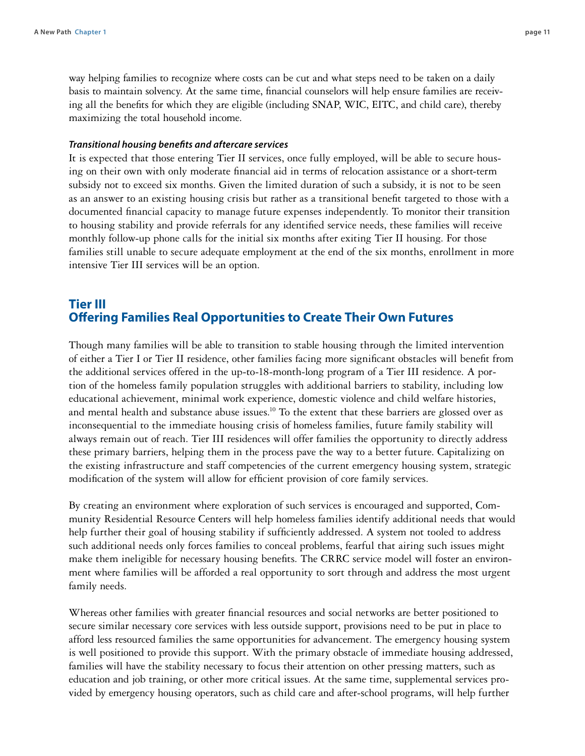way helping families to recognize where costs can be cut and what steps need to be taken on a daily basis to maintain solvency. At the same time, financial counselors will help ensure families are receiving all the benefits for which they are eligible (including SNAP, WIC, EITC, and child care), thereby maximizing the total household income.

***Transitional housing benefits and aftercare services***

It is expected that those entering Tier II services, once fully employed, will be able to secure housing on their own with only moderate financial aid in terms of relocation assistance or a short-term subsidy not to exceed six months. Given the limited duration of such a subsidy, it is not to be seen as an answer to an existing housing crisis but rather as a transitional benefit targeted to those with a documented financial capacity to manage future expenses independently. To monitor their transition to housing stability and provide referrals for any identified service needs, these families will receive monthly follow-up phone calls for the initial six months after exiting Tier II housing. For those families still unable to secure adequate employment at the end of the six months, enrollment in more intensive Tier III services will be an option.

## Tier III
## Offering Families Real Opportunities to Create Their Own Futures

Though many families will be able to transition to stable housing through the limited intervention of either a Tier I or Tier II residence, other families facing more significant obstacles will benefit from the additional services offered in the up-to-18-month-long program of a Tier III residence. A portion of the homeless family population struggles with additional barriers to stability, including low educational achievement, minimal work experience, domestic violence and child welfare histories, and mental health and substance abuse issues.[10] To the extent that these barriers are glossed over as inconsequential to the immediate housing crisis of homeless families, future family stability will always remain out of reach. Tier III residences will offer families the opportunity to directly address these primary barriers, helping them in the process pave the way to a better future. Capitalizing on the existing infrastructure and staff competencies of the current emergency housing system, strategic modification of the system will allow for efficient provision of core family services.

By creating an environment where exploration of such services is encouraged and supported, Community Residential Resource Centers will help homeless families identify additional needs that would help further their goal of housing stability if sufficiently addressed. A system not tooled to address such additional needs only forces families to conceal problems, fearful that airing such issues might make them ineligible for necessary housing benefits. The CRRC service model will foster an environment where families will be afforded a real opportunity to sort through and address the most urgent family needs.

Whereas other families with greater financial resources and social networks are better positioned to secure similar necessary core services with less outside support, provisions need to be put in place to afford less resourced families the same opportunities for advancement. The emergency housing system is well positioned to provide this support. With the primary obstacle of immediate housing addressed, families will have the stability necessary to focus their attention on other pressing matters, such as education and job training, or other more critical issues. At the same time, supplemental services provided by emergency housing operators, such as child care and after-school programs, will help further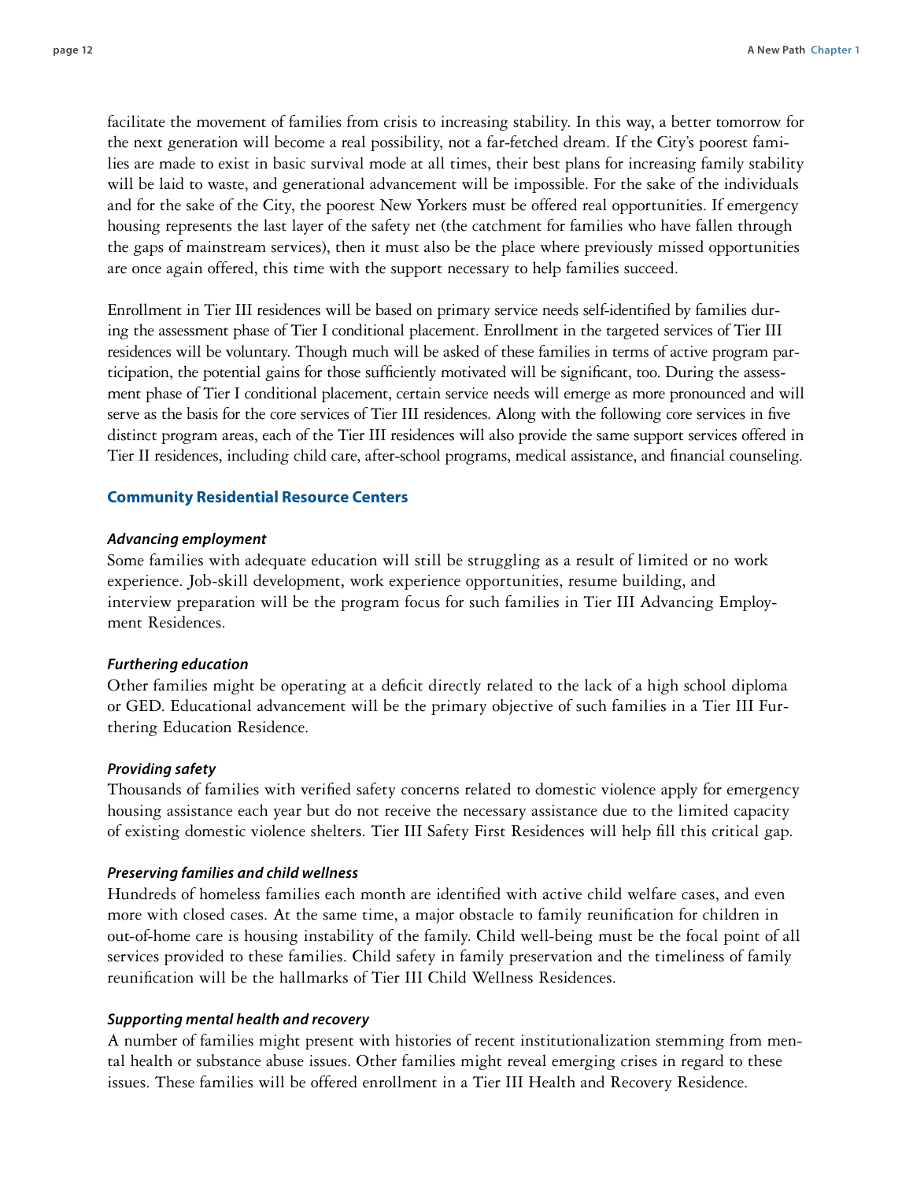facilitate the movement of families from crisis to increasing stability. In this way, a better tomorrow for the next generation will become a real possibility, not a far-fetched dream. If the City's poorest families are made to exist in basic survival mode at all times, their best plans for increasing family stability will be laid to waste, and generational advancement will be impossible. For the sake of the individuals and for the sake of the City, the poorest New Yorkers must be offered real opportunities. If emergency housing represents the last layer of the safety net (the catchment for families who have fallen through the gaps of mainstream services), then it must also be the place where previously missed opportunities are once again offered, this time with the support necessary to help families succeed.

Enrollment in Tier III residences will be based on primary service needs self-identified by families during the assessment phase of Tier I conditional placement. Enrollment in the targeted services of Tier III residences will be voluntary. Though much will be asked of these families in terms of active program participation, the potential gains for those sufficiently motivated will be significant, too. During the assessment phase of Tier I conditional placement, certain service needs will emerge as more pronounced and will serve as the basis for the core services of Tier III residences. Along with the following core services in five distinct program areas, each of the Tier III residences will also provide the same support services offered in Tier II residences, including child care, after-school programs, medical assistance, and financial counseling.

## Community Residential Resource Centers

#### *Advancing employment*

Some families with adequate education will still be struggling as a result of limited or no work experience. Job-skill development, work experience opportunities, resume building, and interview preparation will be the program focus for such families in Tier III Advancing Employment Residences.

#### *Furthering education*

Other families might be operating at a deficit directly related to the lack of a high school diploma or GED. Educational advancement will be the primary objective of such families in a Tier III Furthering Education Residence.

#### *Providing safety*

Thousands of families with verified safety concerns related to domestic violence apply for emergency housing assistance each year but do not receive the necessary assistance due to the limited capacity of existing domestic violence shelters. Tier III Safety First Residences will help fill this critical gap.

#### *Preserving families and child wellness*

Hundreds of homeless families each month are identified with active child welfare cases, and even more with closed cases. At the same time, a major obstacle to family reunification for children in out-of-home care is housing instability of the family. Child well-being must be the focal point of all services provided to these families. Child safety in family preservation and the timeliness of family reunification will be the hallmarks of Tier III Child Wellness Residences.

#### *Supporting mental health and recovery*

A number of families might present with histories of recent institutionalization stemming from mental health or substance abuse issues. Other families might reveal emerging crises in regard to these issues. These families will be offered enrollment in a Tier III Health and Recovery Residence.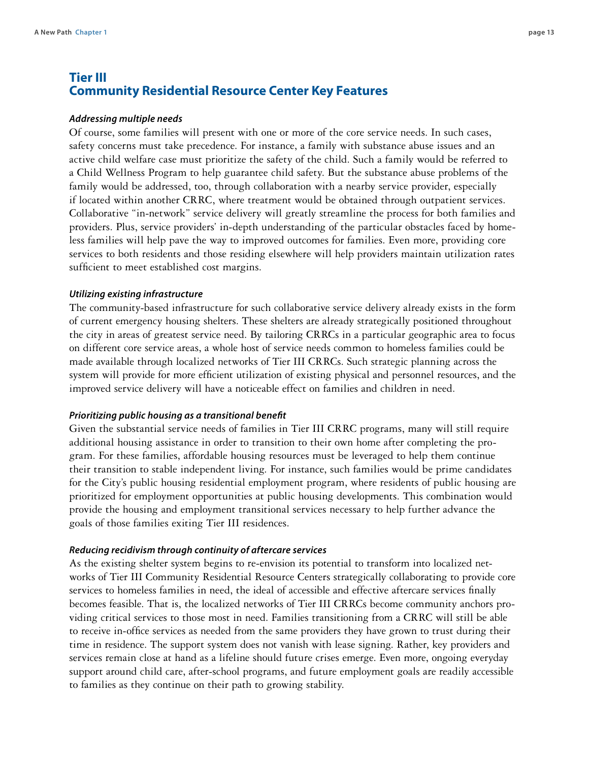## Tier III
## Community Residential Resource Center Key Features

### *Addressing multiple needs*

Of course, some families will present with one or more of the core service needs. In such cases, safety concerns must take precedence. For instance, a family with substance abuse issues and an active child welfare case must prioritize the safety of the child. Such a family would be referred to a Child Wellness Program to help guarantee child safety. But the substance abuse problems of the family would be addressed, too, through collaboration with a nearby service provider, especially if located within another CRRC, where treatment would be obtained through outpatient services. Collaborative "in-network" service delivery will greatly streamline the process for both families and providers. Plus, service providers' in-depth understanding of the particular obstacles faced by homeless families will help pave the way to improved outcomes for families. Even more, providing core services to both residents and those residing elsewhere will help providers maintain utilization rates sufficient to meet established cost margins.

### *Utilizing existing infrastructure*

The community-based infrastructure for such collaborative service delivery already exists in the form of current emergency housing shelters. These shelters are already strategically positioned throughout the city in areas of greatest service need. By tailoring CRRCs in a particular geographic area to focus on different core service areas, a whole host of service needs common to homeless families could be made available through localized networks of Tier III CRRCs. Such strategic planning across the system will provide for more efficient utilization of existing physical and personnel resources, and the improved service delivery will have a noticeable effect on families and children in need.

### *Prioritizing public housing as a transitional benefit*

Given the substantial service needs of families in Tier III CRRC programs, many will still require additional housing assistance in order to transition to their own home after completing the program. For these families, affordable housing resources must be leveraged to help them continue their transition to stable independent living. For instance, such families would be prime candidates for the City's public housing residential employment program, where residents of public housing are prioritized for employment opportunities at public housing developments. This combination would provide the housing and employment transitional services necessary to help further advance the goals of those families exiting Tier III residences.

### *Reducing recidivism through continuity of aftercare services*

As the existing shelter system begins to re-envision its potential to transform into localized networks of Tier III Community Residential Resource Centers strategically collaborating to provide core services to homeless families in need, the ideal of accessible and effective aftercare services finally becomes feasible. That is, the localized networks of Tier III CRRCs become community anchors providing critical services to those most in need. Families transitioning from a CRRC will still be able to receive in-office services as needed from the same providers they have grown to trust during their time in residence. The support system does not vanish with lease signing. Rather, key providers and services remain close at hand as a lifeline should future crises emerge. Even more, ongoing everyday support around child care, after-school programs, and future employment goals are readily accessible to families as they continue on their path to growing stability.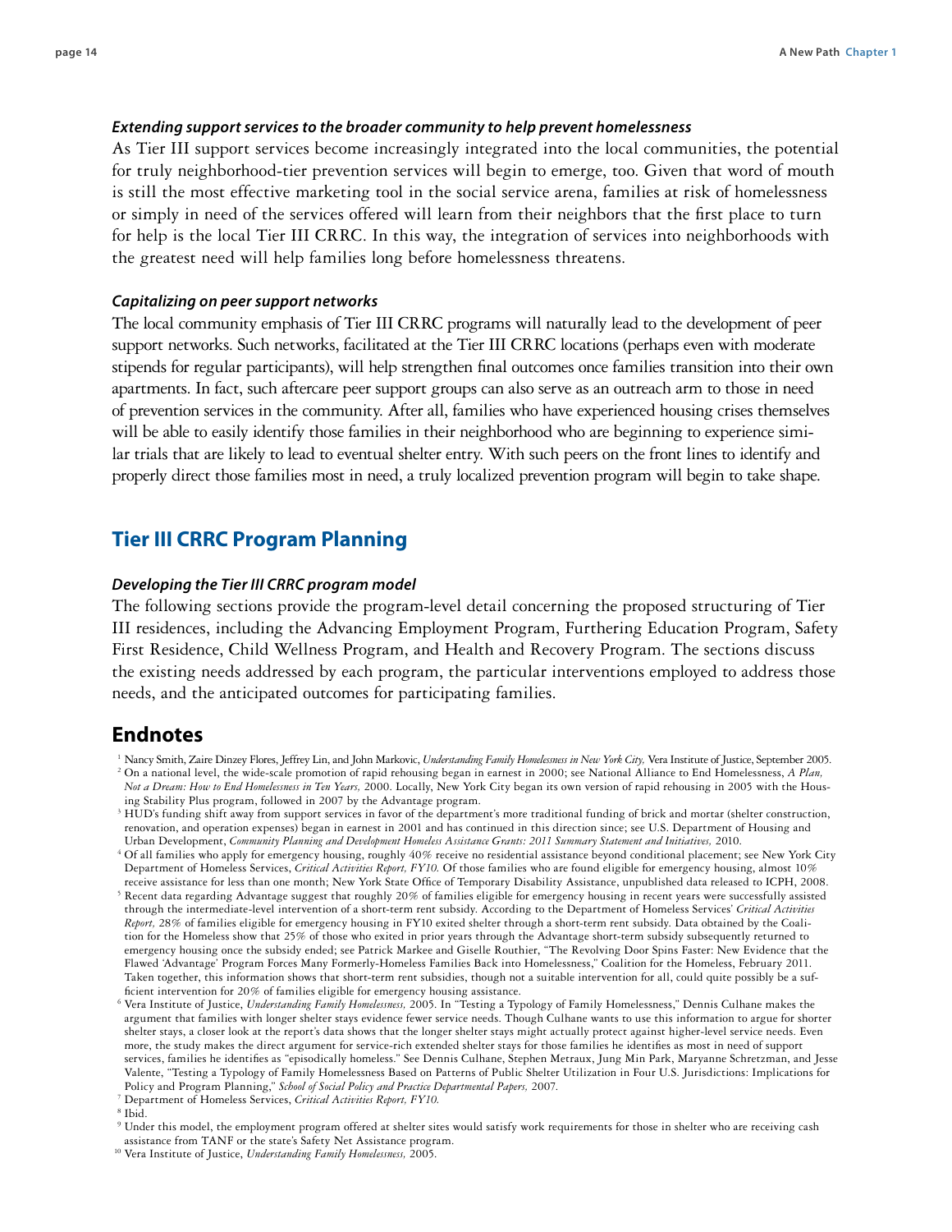### *Extending support services to the broader community to help prevent homelessness*

As Tier III support services become increasingly integrated into the local communities, the potential for truly neighborhood-tier prevention services will begin to emerge, too. Given that word of mouth is still the most effective marketing tool in the social service arena, families at risk of homelessness or simply in need of the services offered will learn from their neighbors that the first place to turn for help is the local Tier III CRRC. In this way, the integration of services into neighborhoods with the greatest need will help families long before homelessness threatens.

### *Capitalizing on peer support networks*

The local community emphasis of Tier III CRRC programs will naturally lead to the development of peer support networks. Such networks, facilitated at the Tier III CRRC locations (perhaps even with moderate stipends for regular participants), will help strengthen final outcomes once families transition into their own apartments. In fact, such aftercare peer support groups can also serve as an outreach arm to those in need of prevention services in the community. After all, families who have experienced housing crises themselves will be able to easily identify those families in their neighborhood who are beginning to experience similar trials that are likely to lead to eventual shelter entry. With such peers on the front lines to identify and properly direct those families most in need, a truly localized prevention program will begin to take shape.

## Tier III CRRC Program Planning

### *Developing the Tier III CRRC program model*

The following sections provide the program-level detail concerning the proposed structuring of Tier III residences, including the Advancing Employment Program, Furthering Education Program, Safety First Residence, Child Wellness Program, and Health and Recovery Program. The sections discuss the existing needs addressed by each program, the particular interventions employed to address those needs, and the anticipated outcomes for participating families.

## Endnotes

[1] Nancy Smith, Zaire Dinzey Flores, Jeffrey Lin, and John Markovic, *Understanding Family Homelessness in New York City,* Vera Institute of Justice, September 2005.

[2] On a national level, the wide-scale promotion of rapid rehousing began in earnest in 2000; see National Alliance to End Homelessness, *A Plan, Not a Dream: How to End Homelessness in Ten Years,* 2000. Locally, New York City began its own version of rapid rehousing in 2005 with the Housing Stability Plus program, followed in 2007 by the Advantage program.

[3] HUD's funding shift away from support services in favor of the department's more traditional funding of brick and mortar (shelter construction, renovation, and operation expenses) began in earnest in 2001 and has continued in this direction since; see U.S. Department of Housing and Urban Development, *Community Planning and Development Homeless Assistance Grants: 2011 Summary Statement and Initiatives,* 2010.

[4] Of all families who apply for emergency housing, roughly 40% receive no residential assistance beyond conditional placement; see New York City Department of Homeless Services, *Critical Activities Report, FY10.* Of those families who are found eligible for emergency housing, almost 10% receive assistance for less than one month; New York State Office of Temporary Disability Assistance, unpublished data released to ICPH, 2008.

[5] Recent data regarding Advantage suggest that roughly 20% of families eligible for emergency housing in recent years were successfully assisted through the intermediate-level intervention of a short-term rent subsidy. According to the Department of Homeless Services' *Critical Activities Report,* 28% of families eligible for emergency housing in FY10 exited shelter through a short-term rent subsidy. Data obtained by the Coalition for the Homeless show that 25% of those who exited in prior years through the Advantage short-term subsidy subsequently returned to emergency housing once the subsidy ended; see Patrick Markee and Giselle Routhier, "The Revolving Door Spins Faster: New Evidence that the Flawed 'Advantage' Program Forces Many Formerly-Homeless Families Back into Homelessness," Coalition for the Homeless, February 2011. Taken together, this information shows that short-term rent subsidies, though not a suitable intervention for all, could quite possibly be a sufficient intervention for 20% of families eligible for emergency housing assistance.

[6] Vera Institute of Justice, *Understanding Family Homelessness,* 2005. In "Testing a Typology of Family Homelessness," Dennis Culhane makes the argument that families with longer shelter stays evidence fewer service needs. Though Culhane wants to use this information to argue for shorter shelter stays, a closer look at the report's data shows that the longer shelter stays might actually protect against higher-level service needs. Even more, the study makes the direct argument for service-rich extended shelter stays for those families he identifies as most in need of support services, families he identifies as "episodically homeless." See Dennis Culhane, Stephen Metraux, Jung Min Park, Maryanne Schretzman, and Jesse Valente, "Testing a Typology of Family Homelessness Based on Patterns of Public Shelter Utilization in Four U.S. Jurisdictions: Implications for Policy and Program Planning," *School of Social Policy and Practice Departmental Papers,* 2007.

[7] Department of Homeless Services, *Critical Activities Report, FY10.*

[8] Ibid.

[9] Under this model, the employment program offered at shelter sites would satisfy work requirements for those in shelter who are receiving cash assistance from TANF or the state's Safety Net Assistance program.

[10] Vera Institute of Justice, *Understanding Family Homelessness,* 2005.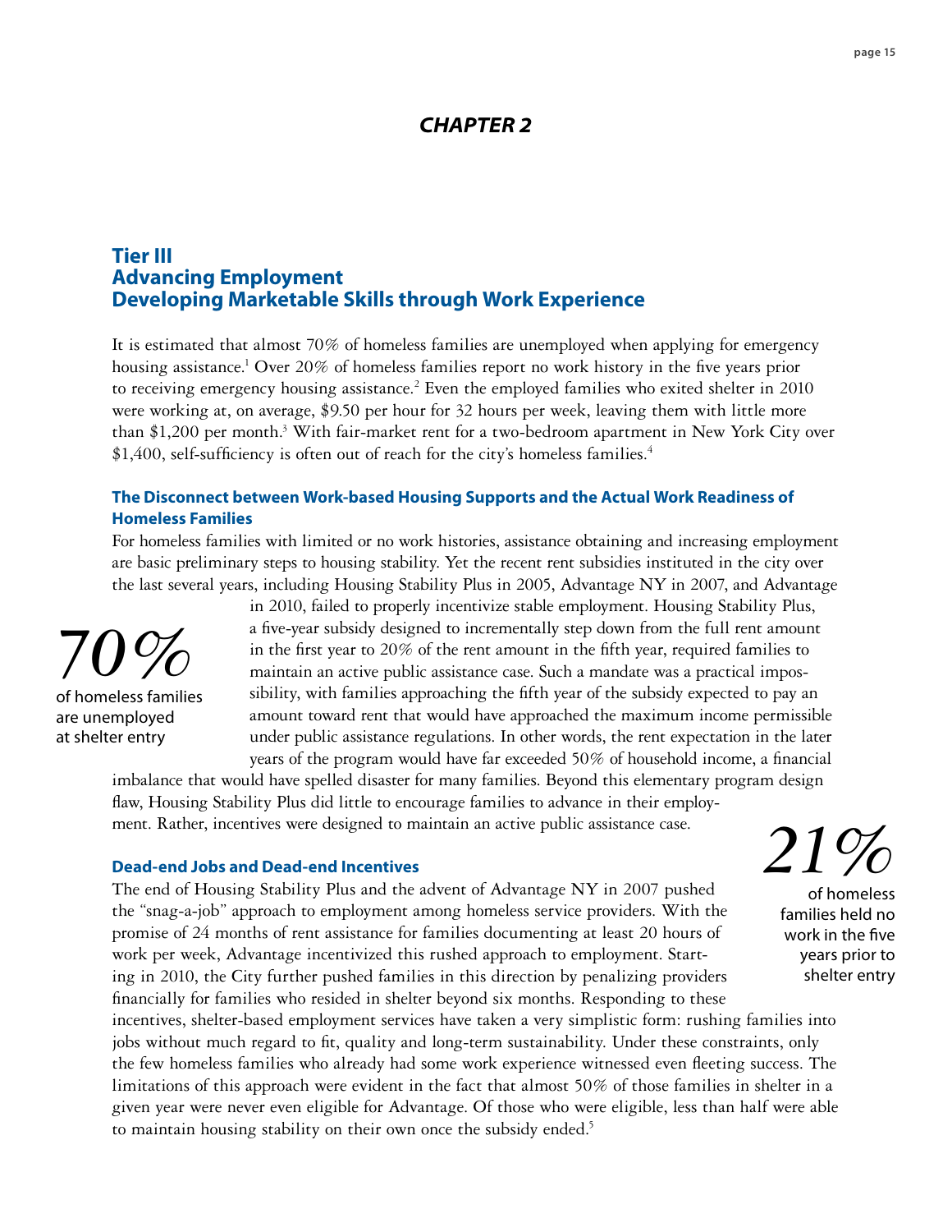## *CHAPTER 2*

## Tier III
## Advancing Employment
## Developing Marketable Skills through Work Experience

It is estimated that almost 70% of homeless families are unemployed when applying for emergency housing assistance.[1] Over 20% of homeless families report no work history in the five years prior to receiving emergency housing assistance.[2] Even the employed families who exited shelter in 2010 were working at, on average, $9.50 per hour for 32 hours per week, leaving them with little more than $1,200 per month.[3] With fair-market rent for a two-bedroom apartment in New York City over $1,400, self-sufficiency is often out of reach for the city's homeless families.[4]

### The Disconnect between Work-based Housing Supports and the Actual Work Readiness of Homeless Families

For homeless families with limited or no work histories, assistance obtaining and increasing employment are basic preliminary steps to housing stability. Yet the recent rent subsidies instituted in the city over the last several years, including Housing Stability Plus in 2005, Advantage NY in 2007, and Advantage in 2010, failed to properly incentivize stable employment. Housing Stability Plus, a five-year subsidy designed to incrementally step down from the full rent amount in the first year to 20% of the rent amount in the fifth year, required families to maintain an active public assistance case. Such a mandate was a practical impossibility, with families approaching the fifth year of the subsidy expected to pay an amount toward rent that would have approached the maximum income permissible under public assistance regulations. In other words, the rent expectation in the later years of the program would have far exceeded 50% of household income, a financial imbalance that would have spelled disaster for many families. Beyond this elementary program design flaw, Housing Stability Plus did little to encourage families to advance in their employment. Rather, incentives were designed to maintain an active public assistance case.

*70%*
of homeless families are unemployed at shelter entry

### Dead-end Jobs and Dead-end Incentives

The end of Housing Stability Plus and the advent of Advantage NY in 2007 pushed the "snag-a-job" approach to employment among homeless service providers. With the promise of 24 months of rent assistance for families documenting at least 20 hours of work per week, Advantage incentivized this rushed approach to employment. Starting in 2010, the City further pushed families in this direction by penalizing providers financially for families who resided in shelter beyond six months. Responding to these incentives, shelter-based employment services have taken a very simplistic form: rushing families into jobs without much regard to fit, quality and long-term sustainability. Under these constraints, only the few homeless families who already had some work experience witnessed even fleeting success. The limitations of this approach were evident in the fact that almost 50% of those families in shelter in a given year were never even eligible for Advantage. Of those who were eligible, less than half were able to maintain housing stability on their own once the subsidy ended.[5]

*21%*
of homeless families held no work in the five years prior to shelter entry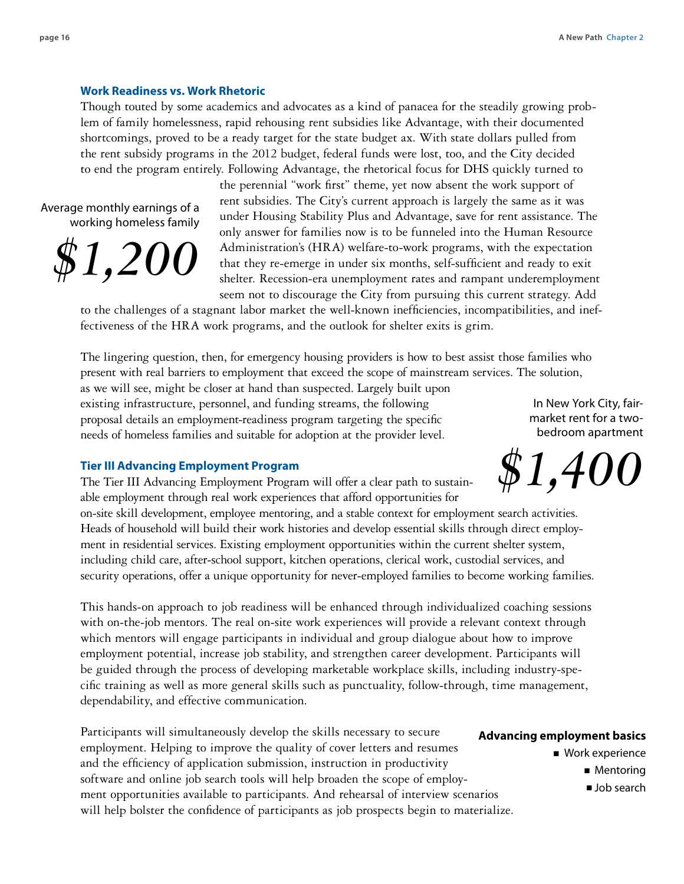### Work Readiness vs. Work Rhetoric

Though touted by some academics and advocates as a kind of panacea for the steadily growing problem of family homelessness, rapid rehousing rent subsidies like Advantage, with their documented shortcomings, proved to be a ready target for the state budget ax. With state dollars pulled from the rent subsidy programs in the 2012 budget, federal funds were lost, too, and the City decided to end the program entirely. Following Advantage, the rhetorical focus for DHS quickly turned to the perennial "work first" theme, yet now absent the work support of rent subsidies. The City's current approach is largely the same as it was under Housing Stability Plus and Advantage, save for rent assistance. The only answer for families now is to be funneled into the Human Resource Administration's (HRA) welfare-to-work programs, with the expectation that they re-emerge in under six months, self-sufficient and ready to exit shelter. Recession-era unemployment rates and rampant underemployment seem not to discourage the City from pursuing this current strategy. Add to the challenges of a stagnant labor market the well-known inefficiencies, incompatibilities, and ineffectiveness of the HRA work programs, and the outlook for shelter exits is grim.

Average monthly earnings of a working homeless family

***$1,200***

The lingering question, then, for emergency housing providers is how to best assist those families who present with real barriers to employment that exceed the scope of mainstream services. The solution, as we will see, might be closer at hand than suspected. Largely built upon existing infrastructure, personnel, and funding streams, the following proposal details an employment-readiness program targeting the specific needs of homeless families and suitable for adoption at the provider level.

In New York City, fair-market rent for a two-bedroom apartment

***$1,400***

### Tier III Advancing Employment Program

The Tier III Advancing Employment Program will offer a clear path to sustainable employment through real work experiences that afford opportunities for on-site skill development, employee mentoring, and a stable context for employment search activities. Heads of household will build their work histories and develop essential skills through direct employment in residential services. Existing employment opportunities within the current shelter system, including child care, after-school support, kitchen operations, clerical work, custodial services, and security operations, offer a unique opportunity for never-employed families to become working families.

This hands-on approach to job readiness will be enhanced through individualized coaching sessions with on-the-job mentors. The real on-site work experiences will provide a relevant context through which mentors will engage participants in individual and group dialogue about how to improve employment potential, increase job stability, and strengthen career development. Participants will be guided through the process of developing marketable workplace skills, including industry-specific training as well as more general skills such as punctuality, follow-through, time management, dependability, and effective communication.

Participants will simultaneously develop the skills necessary to secure employment. Helping to improve the quality of cover letters and resumes and the efficiency of application submission, instruction in productivity software and online job search tools will help broaden the scope of employment opportunities available to participants. And rehearsal of interview scenarios will help bolster the confidence of participants as job prospects begin to materialize.

**Advancing employment basics**

- Work experience
- Mentoring
- Job search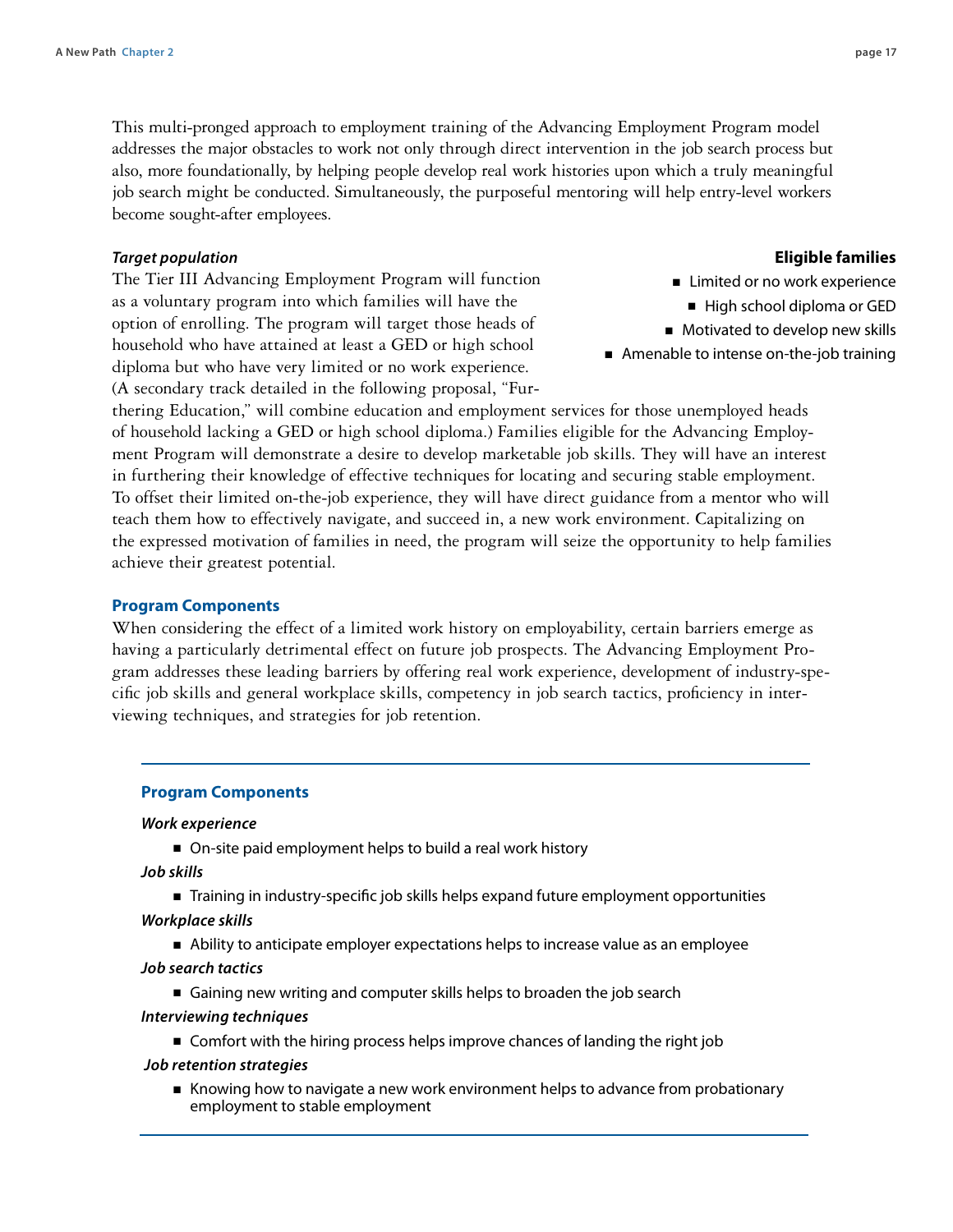This multi-pronged approach to employment training of the Advancing Employment Program model addresses the major obstacles to work not only through direct intervention in the job search process but also, more foundationally, by helping people develop real work histories upon which a truly meaningful job search might be conducted. Simultaneously, the purposeful mentoring will help entry-level workers become sought-after employees.

***Target population***

The Tier III Advancing Employment Program will function as a voluntary program into which families will have the option of enrolling. The program will target those heads of household who have attained at least a GED or high school diploma but who have very limited or no work experience. (A secondary track detailed in the following proposal, "Furthering Education," will combine education and employment services for those unemployed heads of household lacking a GED or high school diploma.) Families eligible for the Advancing Employment Program will demonstrate a desire to develop marketable job skills. They will have an interest in furthering their knowledge of effective techniques for locating and securing stable employment. To offset their limited on-the-job experience, they will have direct guidance from a mentor who will teach them how to effectively navigate, and succeed in, a new work environment. Capitalizing on the expressed motivation of families in need, the program will seize the opportunity to help families achieve their greatest potential.

**Eligible families**

- Limited or no work experience
- High school diploma or GED
- Motivated to develop new skills
- Amenable to intense on-the-job training

## Program Components

When considering the effect of a limited work history on employability, certain barriers emerge as having a particularly detrimental effect on future job prospects. The Advancing Employment Program addresses these leading barriers by offering real work experience, development of industry-specific job skills and general workplace skills, competency in job search tactics, proficiency in interviewing techniques, and strategies for job retention.

**Program Components**

***Work experience***

- On-site paid employment helps to build a real work history

***Job skills***

- Training in industry-specific job skills helps expand future employment opportunities

***Workplace skills***

- Ability to anticipate employer expectations helps to increase value as an employee

***Job search tactics***

- Gaining new writing and computer skills helps to broaden the job search

***Interviewing techniques***

- Comfort with the hiring process helps improve chances of landing the right job

***Job retention strategies***

- Knowing how to navigate a new work environment helps to advance from probationary employment to stable employment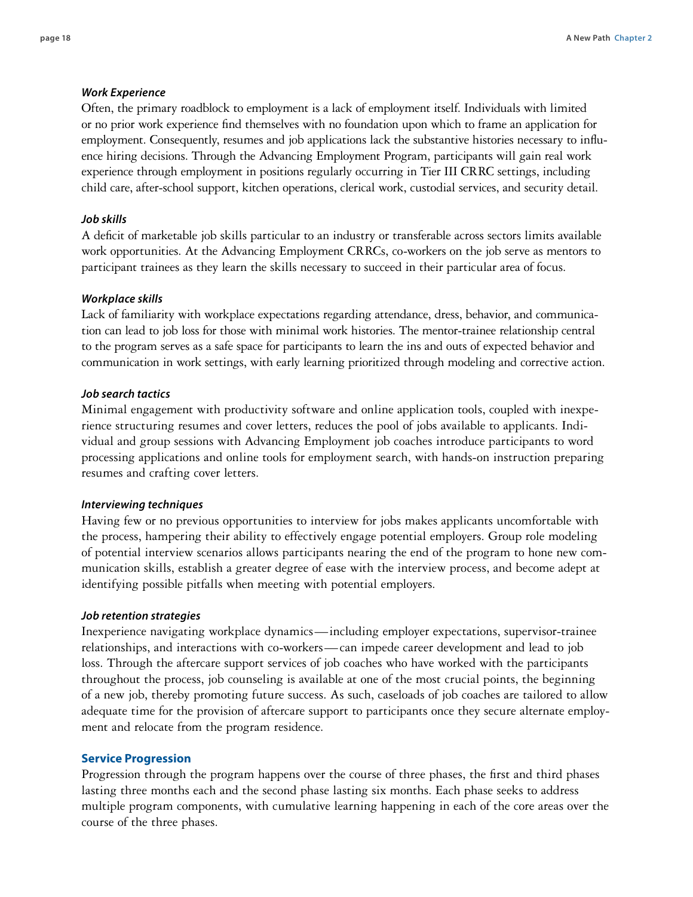### *Work Experience*

Often, the primary roadblock to employment is a lack of employment itself. Individuals with limited or no prior work experience find themselves with no foundation upon which to frame an application for employment. Consequently, resumes and job applications lack the substantive histories necessary to influence hiring decisions. Through the Advancing Employment Program, participants will gain real work experience through employment in positions regularly occurring in Tier III CRRC settings, including child care, after-school support, kitchen operations, clerical work, custodial services, and security detail.

### *Job skills*

A deficit of marketable job skills particular to an industry or transferable across sectors limits available work opportunities. At the Advancing Employment CRRCs, co-workers on the job serve as mentors to participant trainees as they learn the skills necessary to succeed in their particular area of focus.

### *Workplace skills*

Lack of familiarity with workplace expectations regarding attendance, dress, behavior, and communication can lead to job loss for those with minimal work histories. The mentor-trainee relationship central to the program serves as a safe space for participants to learn the ins and outs of expected behavior and communication in work settings, with early learning prioritized through modeling and corrective action.

### *Job search tactics*

Minimal engagement with productivity software and online application tools, coupled with inexperience structuring resumes and cover letters, reduces the pool of jobs available to applicants. Individual and group sessions with Advancing Employment job coaches introduce participants to word processing applications and online tools for employment search, with hands-on instruction preparing resumes and crafting cover letters.

### *Interviewing techniques*

Having few or no previous opportunities to interview for jobs makes applicants uncomfortable with the process, hampering their ability to effectively engage potential employers. Group role modeling of potential interview scenarios allows participants nearing the end of the program to hone new communication skills, establish a greater degree of ease with the interview process, and become adept at identifying possible pitfalls when meeting with potential employers.

### *Job retention strategies*

Inexperience navigating workplace dynamics—including employer expectations, supervisor-trainee relationships, and interactions with co-workers—can impede career development and lead to job loss. Through the aftercare support services of job coaches who have worked with the participants throughout the process, job counseling is available at one of the most crucial points, the beginning of a new job, thereby promoting future success. As such, caseloads of job coaches are tailored to allow adequate time for the provision of aftercare support to participants once they secure alternate employment and relocate from the program residence.

## Service Progression

Progression through the program happens over the course of three phases, the first and third phases lasting three months each and the second phase lasting six months. Each phase seeks to address multiple program components, with cumulative learning happening in each of the core areas over the course of the three phases.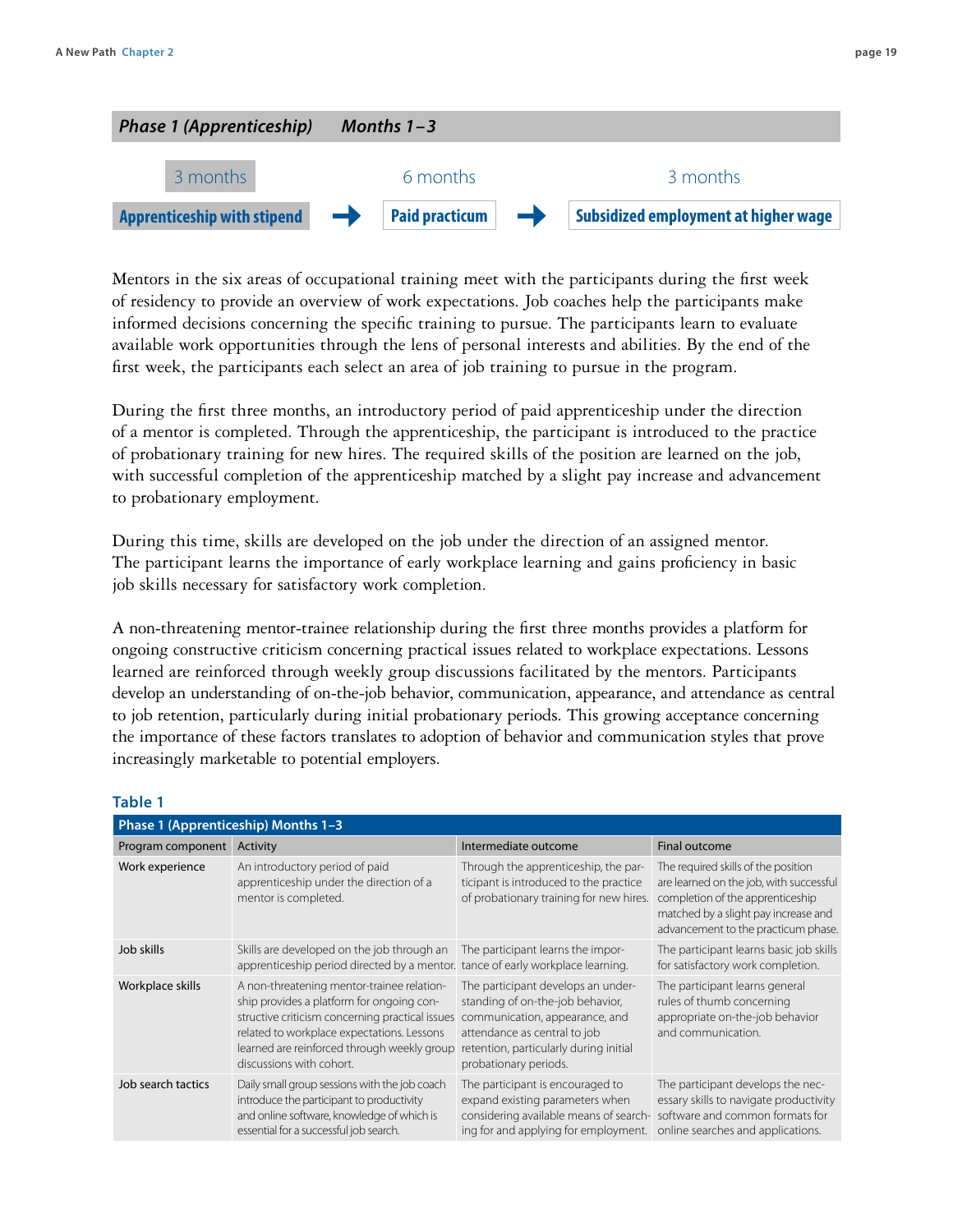### *Phase 1 (Apprenticeship) Months 1–3*

| 3 months | | 6 months | | 3 months |
|---|---|---|---|---|
| **Apprenticeship with stipend** | → | **Paid practicum** | → | **Subsidized employment at higher wage** |

Mentors in the six areas of occupational training meet with the participants during the first week of residency to provide an overview of work expectations. Job coaches help the participants make informed decisions concerning the specific training to pursue. The participants learn to evaluate available work opportunities through the lens of personal interests and abilities. By the end of the first week, the participants each select an area of job training to pursue in the program.

During the first three months, an introductory period of paid apprenticeship under the direction of a mentor is completed. Through the apprenticeship, the participant is introduced to the practice of probationary training for new hires. The required skills of the position are learned on the job, with successful completion of the apprenticeship matched by a slight pay increase and advancement to probationary employment.

During this time, skills are developed on the job under the direction of an assigned mentor. The participant learns the importance of early workplace learning and gains proficiency in basic job skills necessary for satisfactory work completion.

A non-threatening mentor-trainee relationship during the first three months provides a platform for ongoing constructive criticism concerning practical issues related to workplace expectations. Lessons learned are reinforced through weekly group discussions facilitated by the mentors. Participants develop an understanding of on-the-job behavior, communication, appearance, and attendance as central to job retention, particularly during initial probationary periods. This growing acceptance concerning the importance of these factors translates to adoption of behavior and communication styles that prove increasingly marketable to potential employers.

**Table 1**

| Phase 1 (Apprenticeship) Months 1–3 | | | |
|---|---|---|---|
| Program component | Activity | Intermediate outcome | Final outcome |
| Work experience | An introductory period of paid apprenticeship under the direction of a mentor is completed. | Through the apprenticeship, the participant is introduced to the practice of probationary training for new hires. | The required skills of the position are learned on the job, with successful completion of the apprenticeship matched by a slight pay increase and advancement to the practicum phase. |
| Job skills | Skills are developed on the job through an apprenticeship period directed by a mentor. | The participant learns the importance of early workplace learning. | The participant learns basic job skills for satisfactory work completion. |
| Workplace skills | A non-threatening mentor-trainee relationship provides a platform for ongoing constructive criticism concerning practical issues related to workplace expectations. Lessons learned are reinforced through weekly group discussions with cohort. | The participant develops an understanding of on-the-job behavior, communication, appearance, and attendance as central to job retention, particularly during initial probationary periods. | The participant learns general rules of thumb concerning appropriate on-the-job behavior and communication. |
| Job search tactics | Daily small group sessions with the job coach introduce the participant to productivity and online software, knowledge of which is essential for a successful job search. | The participant is encouraged to expand existing parameters when considering available means of searching for and applying for employment. | The participant develops the necessary skills to navigate productivity software and common formats for online searches and applications. |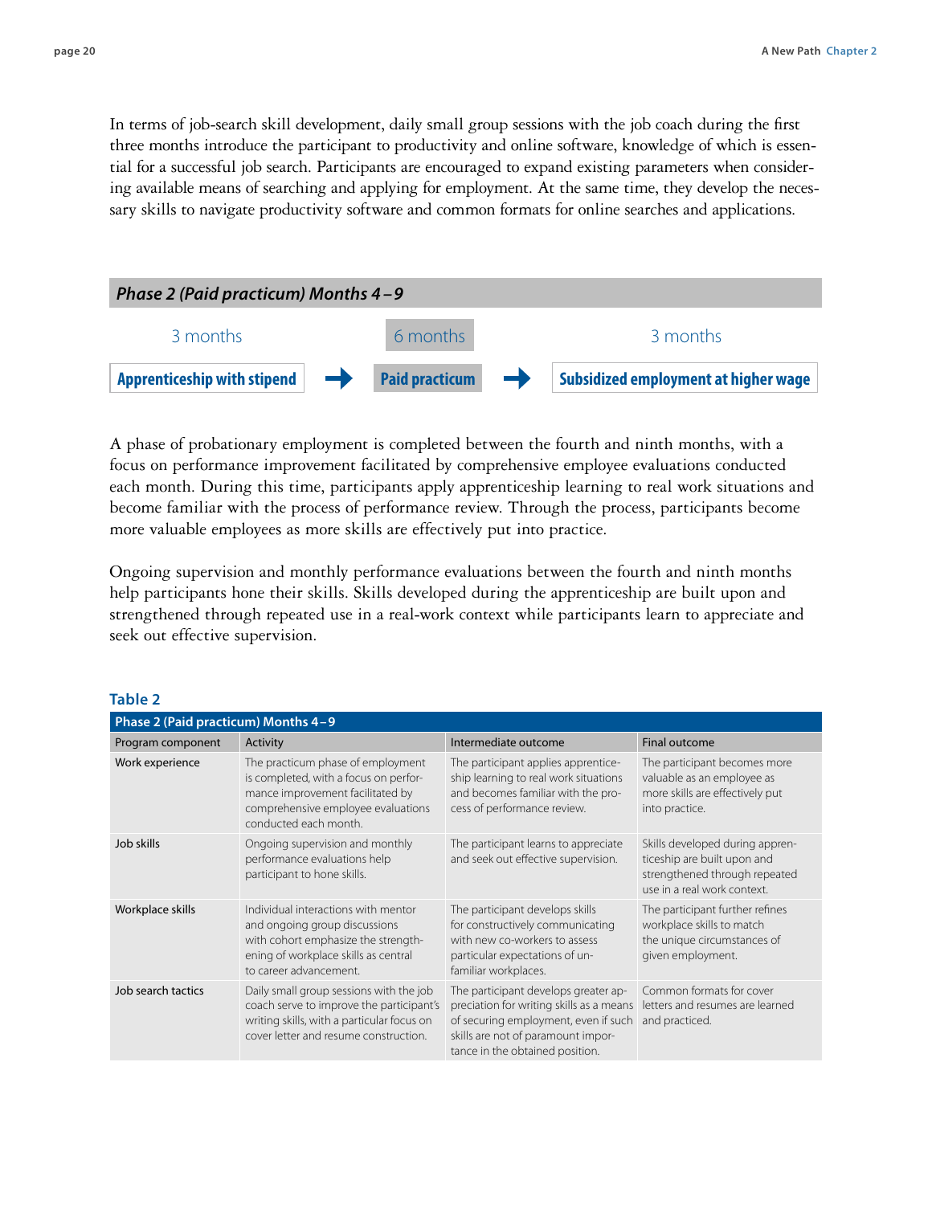In terms of job-search skill development, daily small group sessions with the job coach during the first three months introduce the participant to productivity and online software, knowledge of which is essential for a successful job search. Participants are encouraged to expand existing parameters when considering available means of searching and applying for employment. At the same time, they develop the necessary skills to navigate productivity software and common formats for online searches and applications.

### *Phase 2 (Paid practicum) Months 4 – 9*

| 3 months | | 6 months | | 3 months |
|---|---|---|---|---|
| **Apprenticeship with stipend** | → | **Paid practicum** | → | **Subsidized employment at higher wage** |

A phase of probationary employment is completed between the fourth and ninth months, with a focus on performance improvement facilitated by comprehensive employee evaluations conducted each month. During this time, participants apply apprenticeship learning to real work situations and become familiar with the process of performance review. Through the process, participants become more valuable employees as more skills are effectively put into practice.

Ongoing supervision and monthly performance evaluations between the fourth and ninth months help participants hone their skills. Skills developed during the apprenticeship are built upon and strengthened through repeated use in a real-work context while participants learn to appreciate and seek out effective supervision.

**Table 2**

| Phase 2 (Paid practicum) Months 4 – 9 | | | |
|---|---|---|---|
| Program component | Activity | Intermediate outcome | Final outcome |
| Work experience | The practicum phase of employment is completed, with a focus on performance improvement facilitated by comprehensive employee evaluations conducted each month. | The participant applies apprenticeship learning to real work situations and becomes familiar with the process of performance review. | The participant becomes more valuable as an employee as more skills are effectively put into practice. |
| Job skills | Ongoing supervision and monthly performance evaluations help participant to hone skills. | The participant learns to appreciate and seek out effective supervision. | Skills developed during apprenticeship are built upon and strengthened through repeated use in a real work context. |
| Workplace skills | Individual interactions with mentor and ongoing group discussions with cohort emphasize the strengthening of workplace skills as central to career advancement. | The participant develops skills for constructively communicating with new co-workers to assess particular expectations of unfamiliar workplaces. | The participant further refines workplace skills to match the unique circumstances of given employment. |
| Job search tactics | Daily small group sessions with the job coach serve to improve the participant's writing skills, with a particular focus on cover letter and resume construction. | The participant develops greater appreciation for writing skills as a means of securing employment, even if such skills are not of paramount importance in the obtained position. | Common formats for cover letters and resumes are learned and practiced. |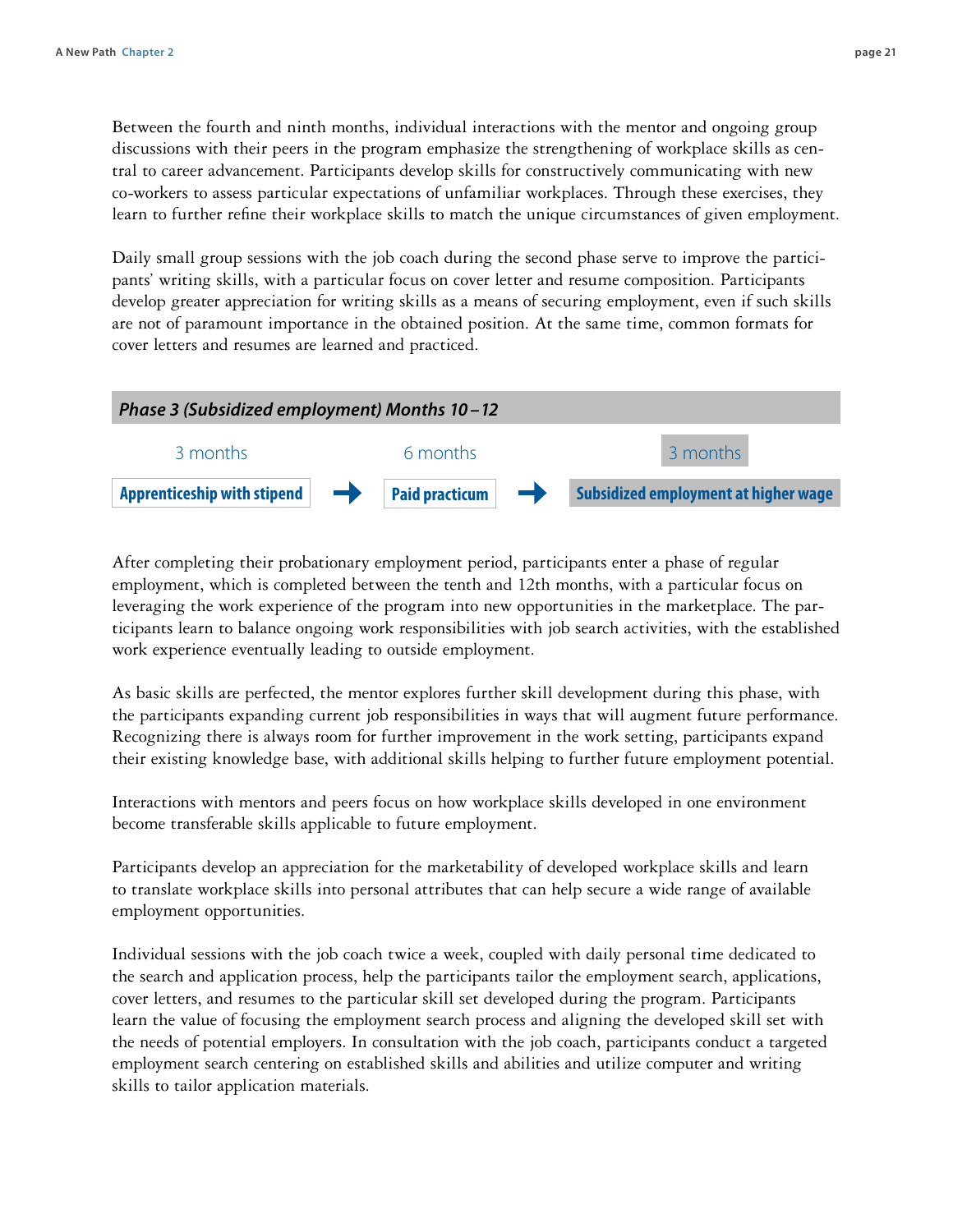Between the fourth and ninth months, individual interactions with the mentor and ongoing group discussions with their peers in the program emphasize the strengthening of workplace skills as central to career advancement. Participants develop skills for constructively communicating with new co-workers to assess particular expectations of unfamiliar workplaces. Through these exercises, they learn to further refine their workplace skills to match the unique circumstances of given employment.

Daily small group sessions with the job coach during the second phase serve to improve the participants' writing skills, with a particular focus on cover letter and resume composition. Participants develop greater appreciation for writing skills as a means of securing employment, even if such skills are not of paramount importance in the obtained position. At the same time, common formats for cover letters and resumes are learned and practiced.

### *Phase 3 (Subsidized employment) Months 10 – 12*

| 3 months | | 6 months | | 3 months |
|---|---|---|---|---|
| **Apprenticeship with stipend** | → | **Paid practicum** | → | **Subsidized employment at higher wage** |

After completing their probationary employment period, participants enter a phase of regular employment, which is completed between the tenth and 12th months, with a particular focus on leveraging the work experience of the program into new opportunities in the marketplace. The participants learn to balance ongoing work responsibilities with job search activities, with the established work experience eventually leading to outside employment.

As basic skills are perfected, the mentor explores further skill development during this phase, with the participants expanding current job responsibilities in ways that will augment future performance. Recognizing there is always room for further improvement in the work setting, participants expand their existing knowledge base, with additional skills helping to further future employment potential.

Interactions with mentors and peers focus on how workplace skills developed in one environment become transferable skills applicable to future employment.

Participants develop an appreciation for the marketability of developed workplace skills and learn to translate workplace skills into personal attributes that can help secure a wide range of available employment opportunities.

Individual sessions with the job coach twice a week, coupled with daily personal time dedicated to the search and application process, help the participants tailor the employment search, applications, cover letters, and resumes to the particular skill set developed during the program. Participants learn the value of focusing the employment search process and aligning the developed skill set with the needs of potential employers. In consultation with the job coach, participants conduct a targeted employment search centering on established skills and abilities and utilize computer and writing skills to tailor application materials.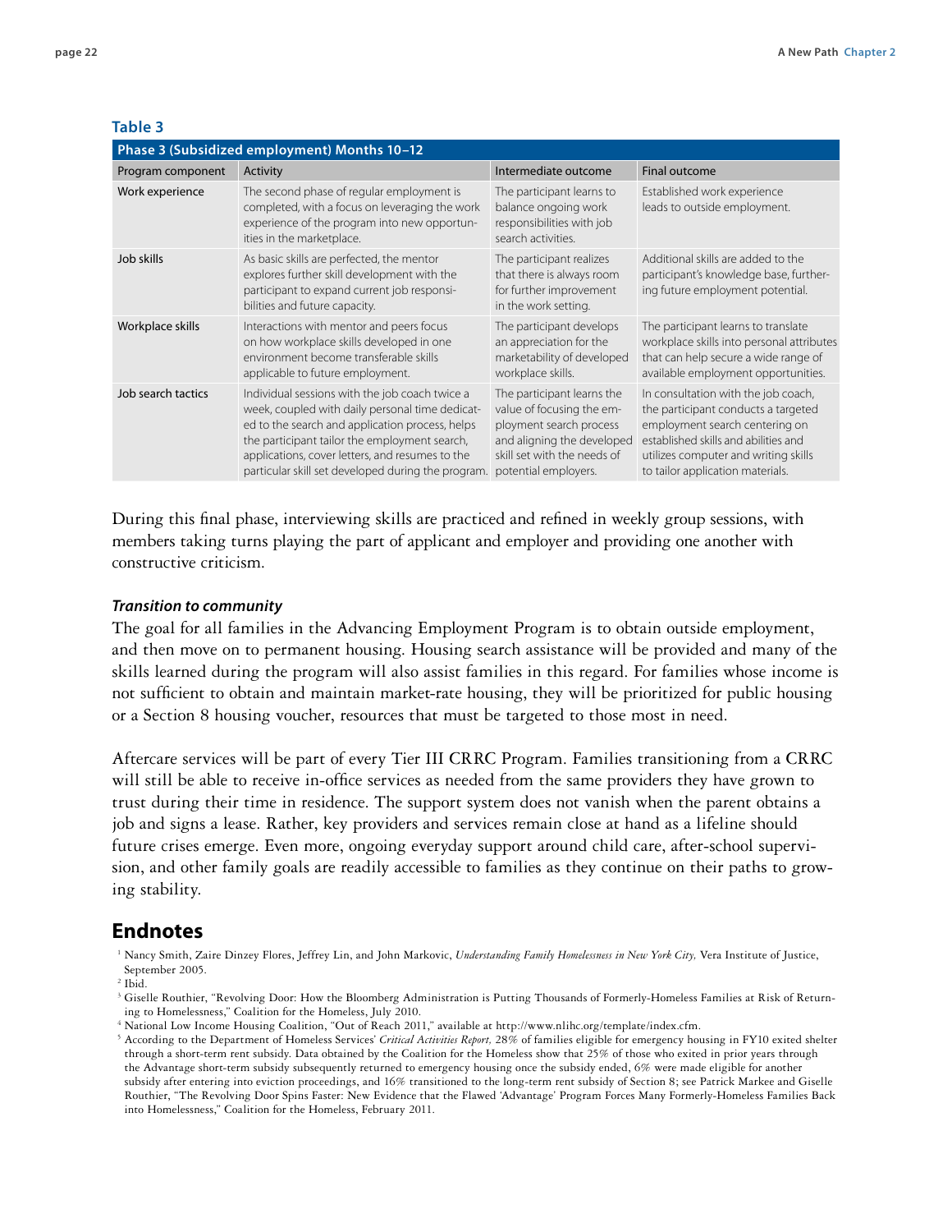**Table 3**

| Phase 3 (Subsidized employment) Months 10–12 | | | |
|---|---|---|---|
| Program component | Activity | Intermediate outcome | Final outcome |
| Work experience | The second phase of regular employment is completed, with a focus on leveraging the work experience of the program into new opportunities in the marketplace. | The participant learns to balance ongoing work responsibilities with job search activities. | Established work experience leads to outside employment. |
| Job skills | As basic skills are perfected, the mentor explores further skill development with the participant to expand current job responsibilities and future capacity. | The participant realizes that there is always room for further improvement in the work setting. | Additional skills are added to the participant's knowledge base, furthering future employment potential. |
| Workplace skills | Interactions with mentor and peers focus on how workplace skills developed in one environment become transferable skills applicable to future employment. | The participant develops an appreciation for the marketability of developed workplace skills. | The participant learns to translate workplace skills into personal attributes that can help secure a wide range of available employment opportunities. |
| Job search tactics | Individual sessions with the job coach twice a week, coupled with daily personal time dedicated to the search and application process, helps the participant tailor the employment search, applications, cover letters, and resumes to the particular skill set developed during the program. | The participant learns the value of focusing the employment search process and aligning the developed skill set with the needs of potential employers. | In consultation with the job coach, the participant conducts a targeted employment search centering on established skills and abilities and utilizes computer and writing skills to tailor application materials. |

During this final phase, interviewing skills are practiced and refined in weekly group sessions, with members taking turns playing the part of applicant and employer and providing one another with constructive criticism.

#### *Transition to community*

The goal for all families in the Advancing Employment Program is to obtain outside employment, and then move on to permanent housing. Housing search assistance will be provided and many of the skills learned during the program will also assist families in this regard. For families whose income is not sufficient to obtain and maintain market-rate housing, they will be prioritized for public housing or a Section 8 housing voucher, resources that must be targeted to those most in need.

Aftercare services will be part of every Tier III CRRC Program. Families transitioning from a CRRC will still be able to receive in-office services as needed from the same providers they have grown to trust during their time in residence. The support system does not vanish when the parent obtains a job and signs a lease. Rather, key providers and services remain close at hand as a lifeline should future crises emerge. Even more, ongoing everyday support around child care, after-school supervision, and other family goals are readily accessible to families as they continue on their paths to growing stability.

## Endnotes

[1] Nancy Smith, Zaire Dinzey Flores, Jeffrey Lin, and John Markovic, *Understanding Family Homelessness in New York City,* Vera Institute of Justice, September 2005.

[2] Ibid.

[3] Giselle Routhier, "Revolving Door: How the Bloomberg Administration is Putting Thousands of Formerly-Homeless Families at Risk of Returning to Homelessness," Coalition for the Homeless, July 2010.

[4] National Low Income Housing Coalition, "Out of Reach 2011," available at http://www.nlihc.org/template/index.cfm.

[5] According to the Department of Homeless Services' *Critical Activities Report,* 28% of families eligible for emergency housing in FY10 exited shelter through a short-term rent subsidy. Data obtained by the Coalition for the Homeless show that 25% of those who exited in prior years through the Advantage short-term rent subsidy subsequently returned to emergency housing once the subsidy ended, 6% were made eligible for another subsidy after entering into eviction proceedings, and 16% transitioned to the long-term rent subsidy of Section 8; see Patrick Markee and Giselle Routhier, "The Revolving Door Spins Faster: New Evidence that the Flawed 'Advantage' Program Forces Many Formerly-Homeless Families Back into Homelessness," Coalition for the Homeless, February 2011.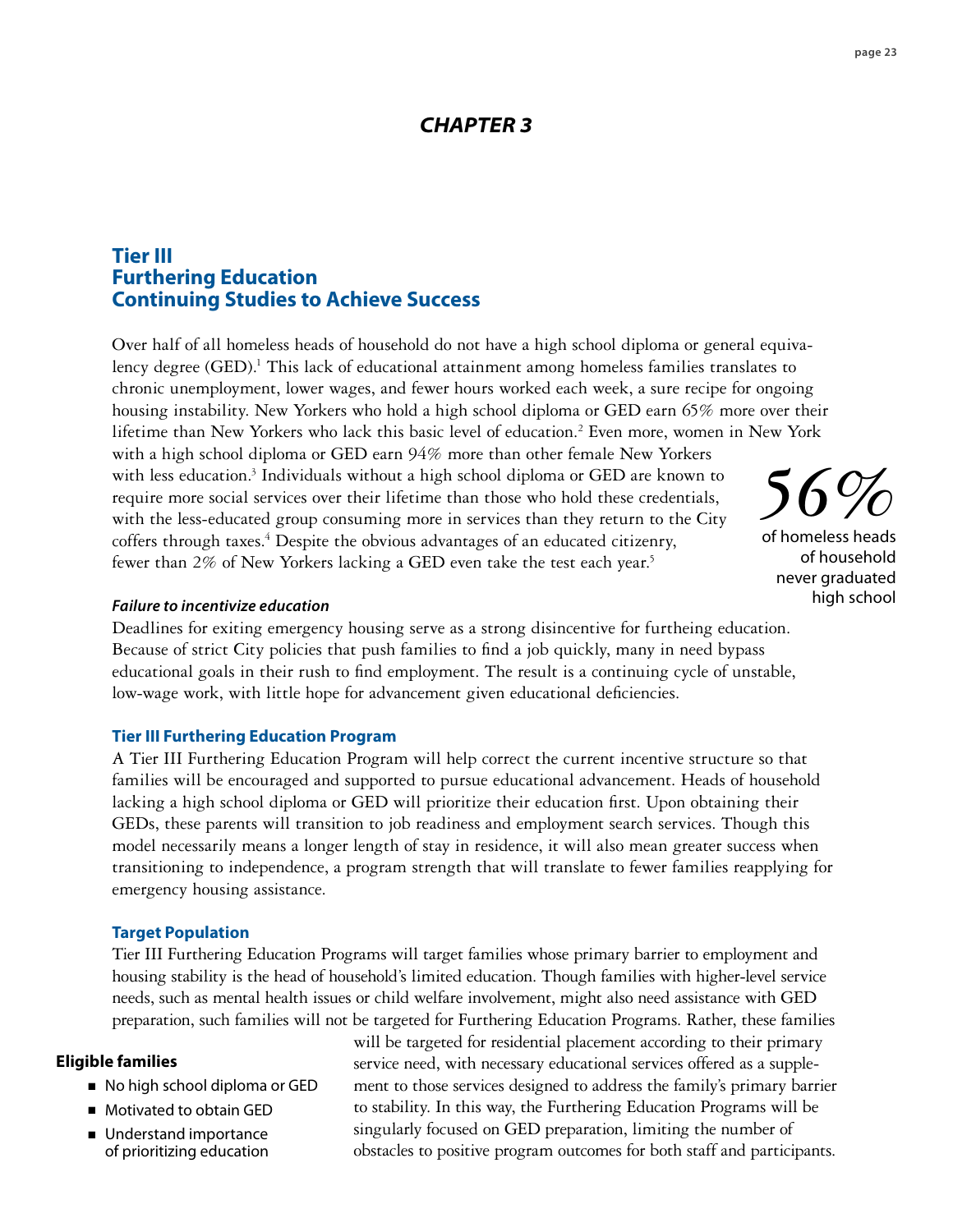# CHAPTER 3

## Tier III
## Furthering Education
## Continuing Studies to Achieve Success

Over half of all homeless heads of household do not have a high school diploma or general equivalency degree (GED).[1] This lack of educational attainment among homeless families translates to chronic unemployment, lower wages, and fewer hours worked each week, a sure recipe for ongoing housing instability. New Yorkers who hold a high school diploma or GED earn 65% more over their lifetime than New Yorkers who lack this basic level of education.[2] Even more, women in New York with a high school diploma or GED earn 94% more than other female New Yorkers with less education.[3] Individuals without a high school diploma or GED are known to require more social services over their lifetime than those who hold these credentials, with the less-educated group consuming more in services than they return to the City coffers through taxes.[4] Despite the obvious advantages of an educated citizenry, fewer than 2% of New Yorkers lacking a GED even take the test each year.[5]

*56%*
of homeless heads of household never graduated high school

#### *Failure to incentivize education*

Deadlines for exiting emergency housing serve as a strong disincentive for furtheing education. Because of strict City policies that push families to find a job quickly, many in need bypass educational goals in their rush to find employment. The result is a continuing cycle of unstable, low-wage work, with little hope for advancement given educational deficiencies.

### Tier III Furthering Education Program

A Tier III Furthering Education Program will help correct the current incentive structure so that families will be encouraged and supported to pursue educational advancement. Heads of household lacking a high school diploma or GED will prioritize their education first. Upon obtaining their GEDs, these parents will transition to job readiness and employment search services. Though this model necessarily means a longer length of stay in residence, it will also mean greater success when transitioning to independence, a program strength that will translate to fewer families reapplying for emergency housing assistance.

### Target Population

Tier III Furthering Education Programs will target families whose primary barrier to employment and housing stability is the head of household's limited education. Though families with higher-level service needs, such as mental health issues or child welfare involvement, might also need assistance with GED preparation, such families will not be targeted for Furthering Education Programs. Rather, these families will be targeted for residential placement according to their primary service need, with necessary educational services offered as a supplement to those services designed to address the family's primary barrier to stability. In this way, the Furthering Education Programs will be singularly focused on GED preparation, limiting the number of obstacles to positive program outcomes for both staff and participants.

**Eligible families**

- No high school diploma or GED
- Motivated to obtain GED
- Understand importance of prioritizing education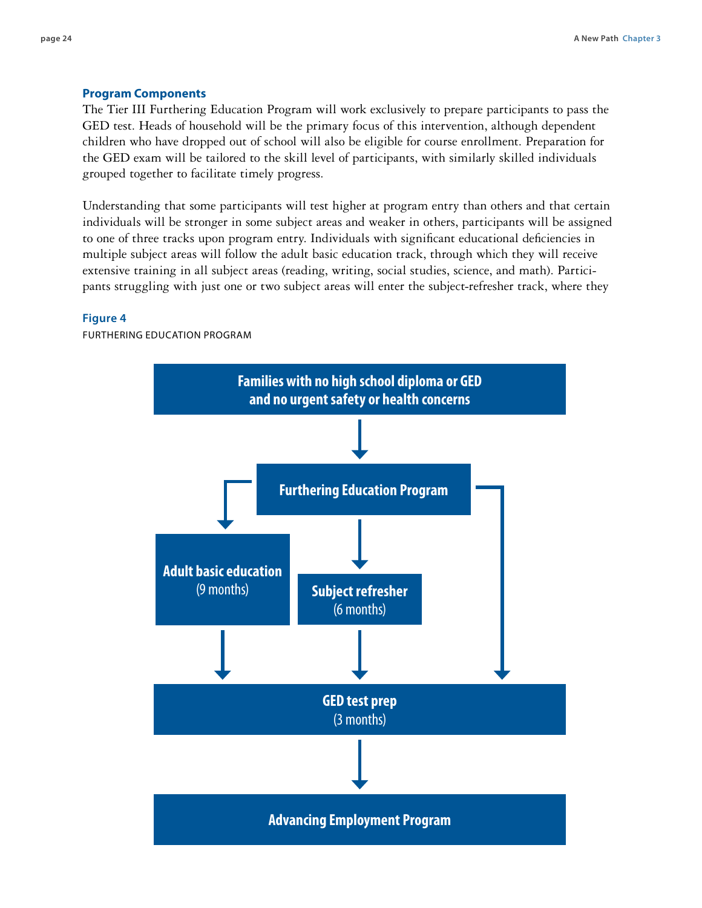### Program Components

The Tier III Furthering Education Program will work exclusively to prepare participants to pass the GED test. Heads of household will be the primary focus of this intervention, although dependent children who have dropped out of school will also be eligible for course enrollment. Preparation for the GED exam will be tailored to the skill level of participants, with similarly skilled individuals grouped together to facilitate timely progress.

Understanding that some participants will test higher at program entry than others and that certain individuals will be stronger in some subject areas and weaker in others, participants will be assigned to one of three tracks upon program entry. Individuals with significant educational deficiencies in multiple subject areas will follow the adult basic education track, through which they will receive extensive training in all subject areas (reading, writing, social studies, science, and math). Participants struggling with just one or two subject areas will enter the subject-refresher track, where they

**Figure 4**

FURTHERING EDUCATION PROGRAM

**Families with no high school diploma or GED and no urgent safety or health concerns**

**Furthering Education Program**

**Adult basic education** (9 months)

**Subject refresher** (6 months)

**GED test prep** (3 months)

**Advancing Employment Program**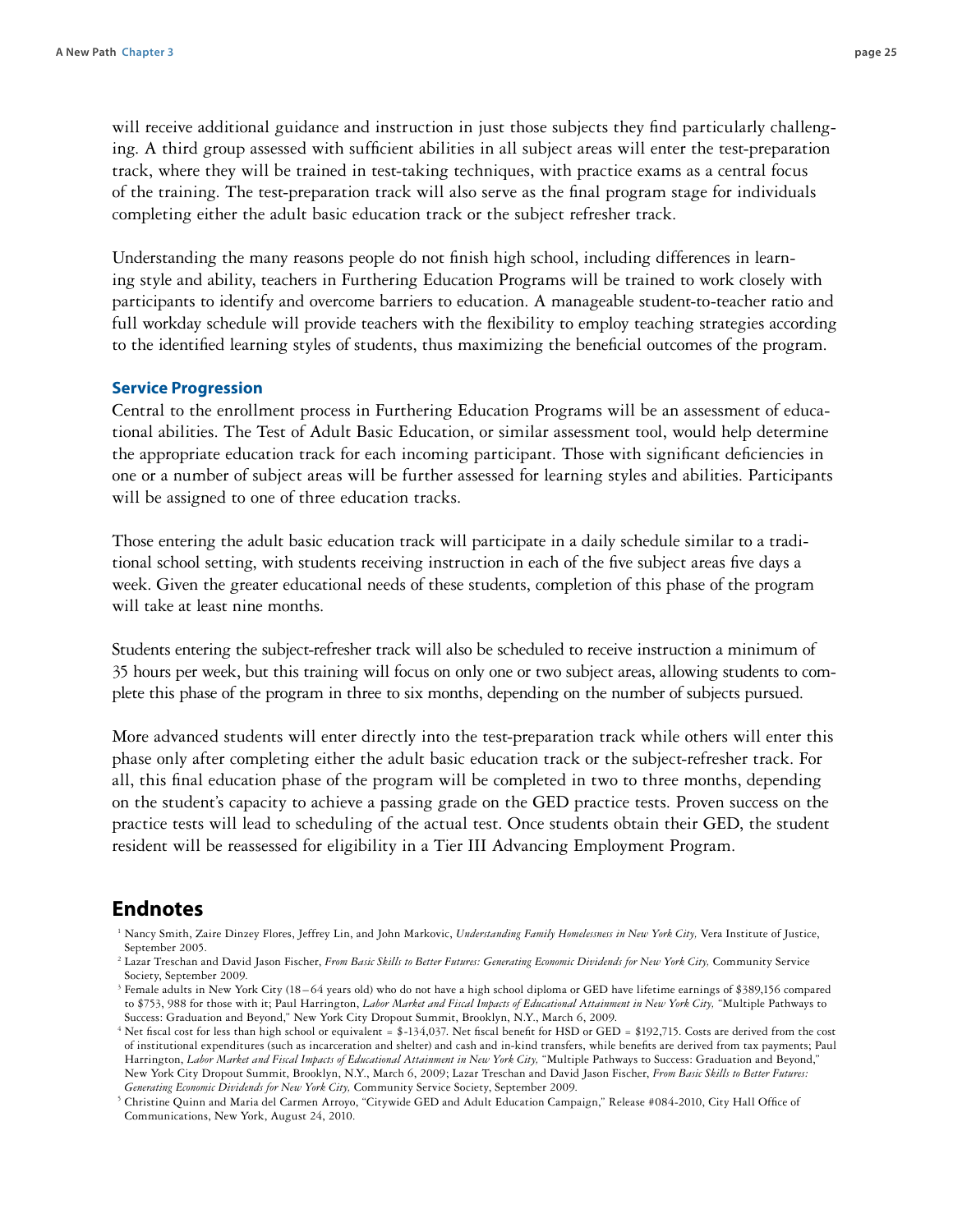will receive additional guidance and instruction in just those subjects they find particularly challenging. A third group assessed with sufficient abilities in all subject areas will enter the test-preparation track, where they will be trained in test-taking techniques, with practice exams as a central focus of the training. The test-preparation track will also serve as the final program stage for individuals completing either the adult basic education track or the subject refresher track.

Understanding the many reasons people do not finish high school, including differences in learning style and ability, teachers in Furthering Education Programs will be trained to work closely with participants to identify and overcome barriers to education. A manageable student-to-teacher ratio and full workday schedule will provide teachers with the flexibility to employ teaching strategies according to the identified learning styles of students, thus maximizing the beneficial outcomes of the program.

### Service Progression

Central to the enrollment process in Furthering Education Programs will be an assessment of educational abilities. The Test of Adult Basic Education, or similar assessment tool, would help determine the appropriate education track for each incoming participant. Those with significant deficiencies in one or a number of subject areas will be further assessed for learning styles and abilities. Participants will be assigned to one of three education tracks.

Those entering the adult basic education track will participate in a daily schedule similar to a traditional school setting, with students receiving instruction in each of the five subject areas five days a week. Given the greater educational needs of these students, completion of this phase of the program will take at least nine months.

Students entering the subject-refresher track will also be scheduled to receive instruction a minimum of 35 hours per week, but this training will focus on only one or two subject areas, allowing students to complete this phase of the program in three to six months, depending on the number of subjects pursued.

More advanced students will enter directly into the test-preparation track while others will enter this phase only after completing either the adult basic education track or the subject-refresher track. For all, this final education phase of the program will be completed in two to three months, depending on the student's capacity to achieve a passing grade on the GED practice tests. Proven success on the practice tests will lead to scheduling of the actual test. Once students obtain their GED, the student resident will be reassessed for eligibility in a Tier III Advancing Employment Program.

## Endnotes

[1] Nancy Smith, Zaire Dinzey Flores, Jeffrey Lin, and John Markovic, *Understanding Family Homelessness in New York City,* Vera Institute of Justice, September 2005.

[2] Lazar Treschan and David Jason Fischer, *From Basic Skills to Better Futures: Generating Economic Dividends for New York City,* Community Service Society, September 2009.

[3] Female adults in New York City (18–64 years old) who do not have a high school diploma or GED have lifetime earnings of $389,156 compared to $753, 988 for those with it; Paul Harrington, *Labor Market and Fiscal Impacts of Educational Attainment in New York City,* "Multiple Pathways to Success: Graduation and Beyond," New York City Dropout Summit, Brooklyn, N.Y., March 6, 2009.

[4] Net fiscal cost for less than high school or equivalent = $-134,037. Net fiscal benefit for HSD or GED = $192,715. Costs are derived from the cost of institutional expenditures (such as incarceration and shelter) and cash and in-kind transfers, while benefits are derived from tax payments; Paul Harrington, *Labor Market and Fiscal Impacts of Educational Attainment in New York City,* "Multiple Pathways to Success: Graduation and Beyond," New York City Dropout Summit, Brooklyn, N.Y., March 6, 2009; Lazar Treschan and David Jason Fischer, *From Basic Skills to Better Futures: Generating Economic Dividends for New York City,* Community Service Society, September 2009.

[5] Christine Quinn and Maria del Carmen Arroyo, "Citywide GED and Adult Education Campaign," Release #084-2010, City Hall Office of Communications, New York, August 24, 2010.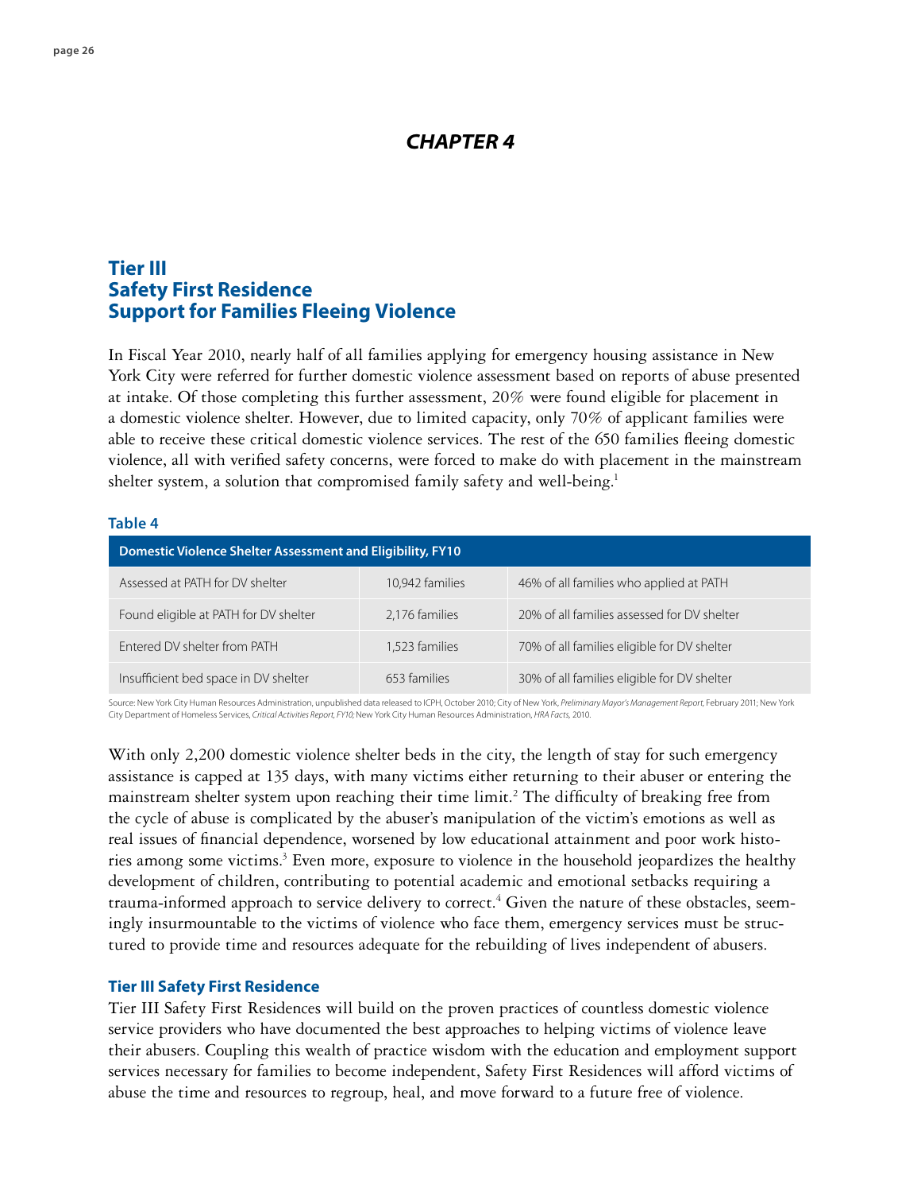## CHAPTER 4

# Tier III
# Safety First Residence
# Support for Families Fleeing Violence

In Fiscal Year 2010, nearly half of all families applying for emergency housing assistance in New York City were referred for further domestic violence assessment based on reports of abuse presented at intake. Of those completing this further assessment, 20% were found eligible for placement in a domestic violence shelter. However, due to limited capacity, only 70% of applicant families were able to receive these critical domestic violence services. The rest of the 650 families fleeing domestic violence, all with verified safety concerns, were forced to make do with placement in the mainstream shelter system, a solution that compromised family safety and well-being.[1]

**Table 4**

| Domestic Violence Shelter Assessment and Eligibility, FY10 | | |
|---|---|---|
| Assessed at PATH for DV shelter | 10,942 families | 46% of all families who applied at PATH |
| Found eligible at PATH for DV shelter | 2,176 families | 20% of all families assessed for DV shelter |
| Entered DV shelter from PATH | 1,523 families | 70% of all families eligible for DV shelter |
| Insufficient bed space in DV shelter | 653 families | 30% of all families eligible for DV shelter |

Source: New York City Human Resources Administration, unpublished data released to ICPH, October 2010; City of New York, *Preliminary Mayor's Management Report*, February 2011; New York City Department of Homeless Services, *Critical Activities Report, FY10;* New York City Human Resources Administration, *HRA Facts,* 2010.

With only 2,200 domestic violence shelter beds in the city, the length of stay for such emergency assistance is capped at 135 days, with many victims either returning to their abuser or entering the mainstream shelter system upon reaching their time limit.[2] The difficulty of breaking free from the cycle of abuse is complicated by the abuser's manipulation of the victim's emotions as well as real issues of financial dependence, worsened by low educational attainment and poor work histories among some victims.[3] Even more, exposure to violence in the household jeopardizes the healthy development of children, contributing to potential academic and emotional setbacks requiring a trauma-informed approach to service delivery to correct.[4] Given the nature of these obstacles, seemingly insurmountable to the victims of violence who face them, emergency services must be structured to provide time and resources adequate for the rebuilding of lives independent of abusers.

### Tier III Safety First Residence

Tier III Safety First Residences will build on the proven practices of countless domestic violence service providers who have documented the best approaches to helping victims of violence leave their abusers. Coupling this wealth of practice wisdom with the education and employment support services necessary for families to become independent, Safety First Residences will afford victims of abuse the time and resources to regroup, heal, and move forward to a future free of violence.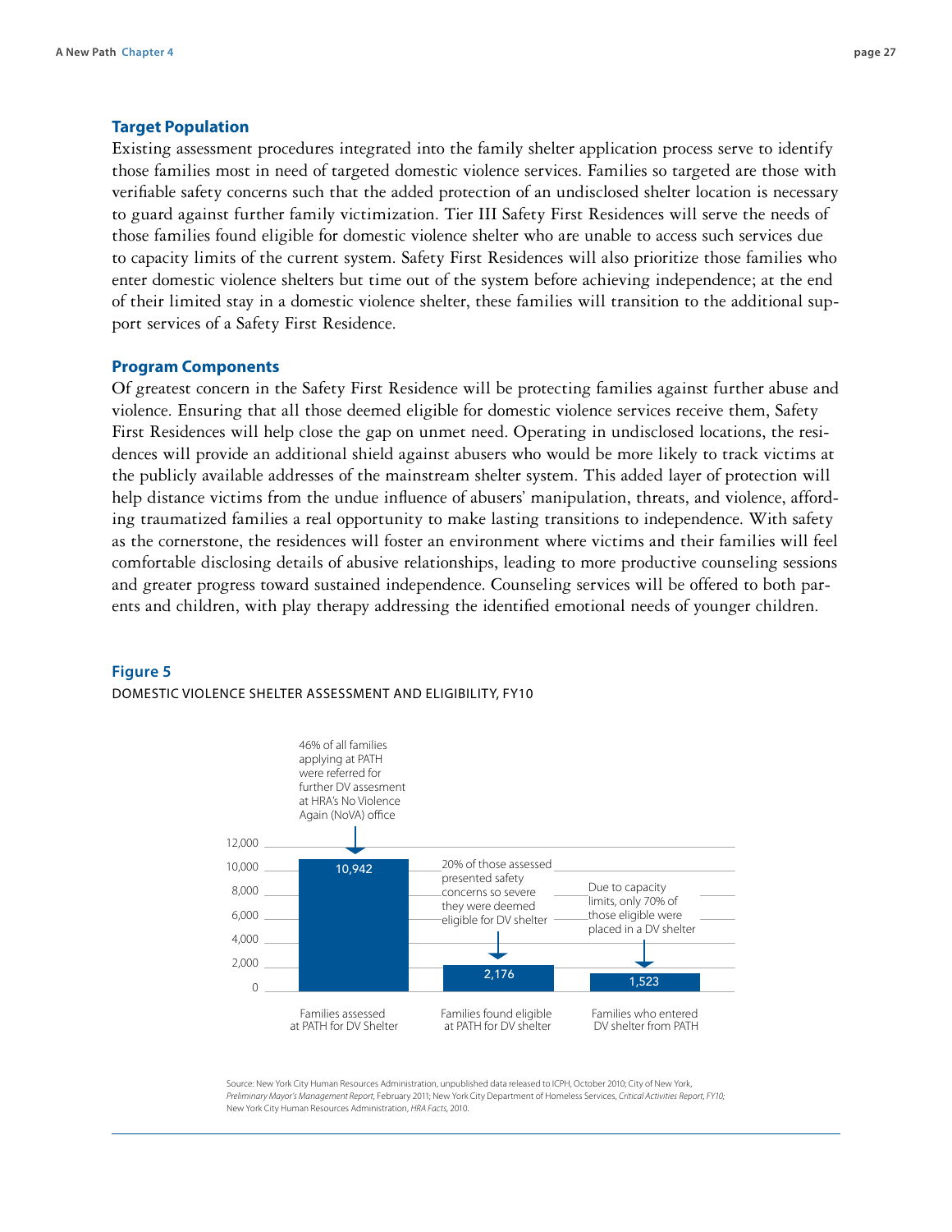### Target Population

Existing assessment procedures integrated into the family shelter application process serve to identify those families most in need of targeted domestic violence services. Families so targeted are those with verifiable safety concerns such that the added protection of an undisclosed shelter location is necessary to guard against further family victimization. Tier III Safety First Residences will serve the needs of those families found eligible for domestic violence shelter who are unable to access such services due to capacity limits of the current system. Safety First Residences will also prioritize those families who enter domestic violence shelters but time out of the system before achieving independence; at the end of their limited stay in a domestic violence shelter, these families will transition to the additional support services of a Safety First Residence.

### Program Components

Of greatest concern in the Safety First Residence will be protecting families against further abuse and violence. Ensuring that all those deemed eligible for domestic violence services receive them, Safety First Residences will help close the gap on unmet need. Operating in undisclosed locations, the residences will provide an additional shield against abusers who would be more likely to track victims at the publicly available addresses of the mainstream shelter system. This added layer of protection will help distance victims from the undue influence of abusers' manipulation, threats, and violence, affording traumatized families a real opportunity to make lasting transitions to independence. With safety as the cornerstone, the residences will foster an environment where victims and their families will feel comfortable disclosing details of abusive relationships, leading to more productive counseling sessions and greater progress toward sustained independence. Counseling services will be offered to both parents and children, with play therapy addressing the identified emotional needs of younger children.

**Figure 5**

DOMESTIC VIOLENCE SHELTER ASSESSMENT AND ELIGIBILITY, FY10

| | Families assessed at PATH for DV Shelter | Families found eligible at PATH for DV shelter | Families who entered DV shelter from PATH |
|---|---|---|---|
| Number | 10,942 | 2,176 | 1,523 |
| Note | 46% of all families applying at PATH were referred for further DV assesment at HRA's No Violence Again (NoVA) office | 20% of those assessed presented safety concerns so severe they were deemed eligible for DV shelter | Due to capacity limits, only 70% of those eligible were placed in a DV shelter |

Source: New York City Human Resources Administration, unpublished data released to ICPH, October 2010; City of New York, *Preliminary Mayor's Management Report*, February 2011; New York City Department of Homeless Services, *Critical Activities Report, FY10;* New York City Human Resources Administration, *HRA Facts*, 2010.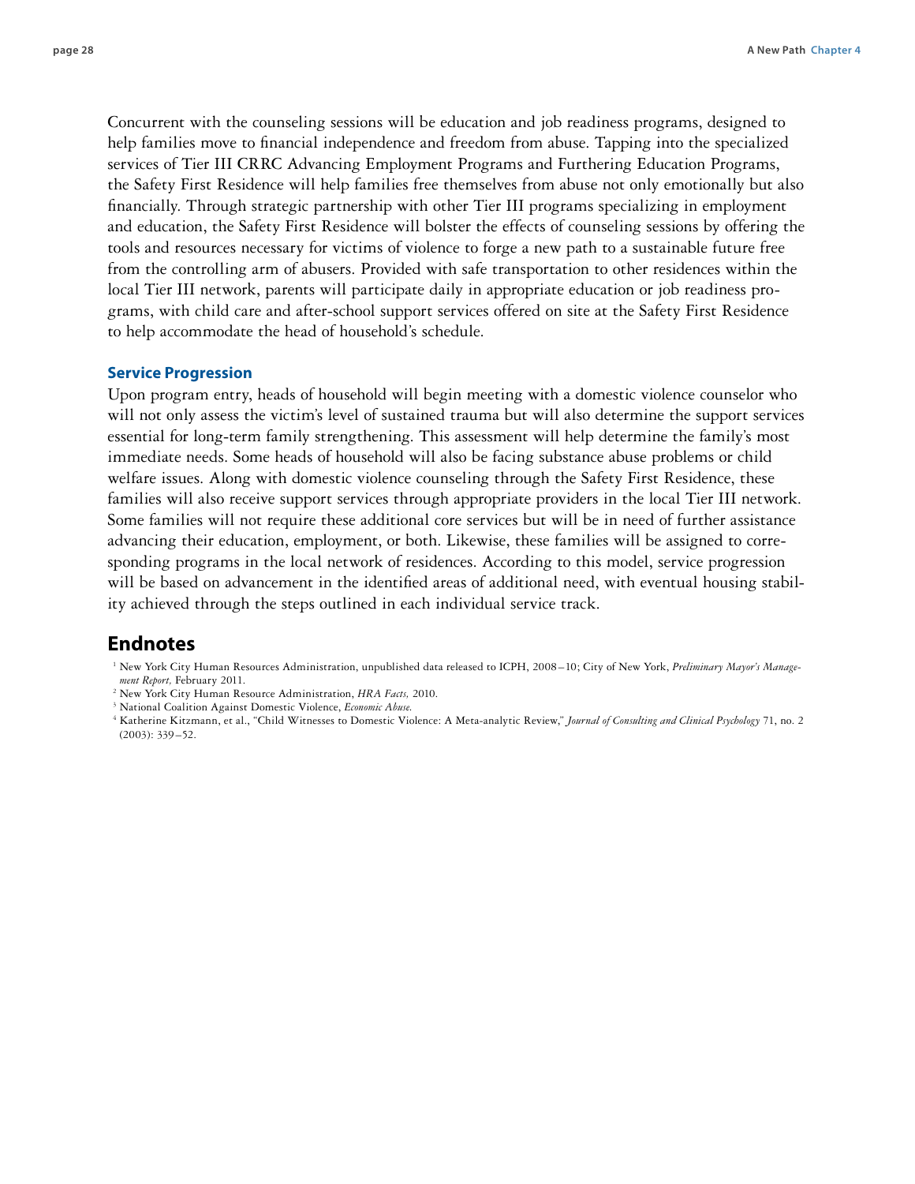Concurrent with the counseling sessions will be education and job readiness programs, designed to help families move to financial independence and freedom from abuse. Tapping into the specialized services of Tier III CRRC Advancing Employment Programs and Furthering Education Programs, the Safety First Residence will help families free themselves from abuse not only emotionally but also financially. Through strategic partnership with other Tier III programs specializing in employment and education, the Safety First Residence will bolster the effects of counseling sessions by offering the tools and resources necessary for victims of violence to forge a new path to a sustainable future free from the controlling arm of abusers. Provided with safe transportation to other residences within the local Tier III network, parents will participate daily in appropriate education or job readiness programs, with child care and after-school support services offered on site at the Safety First Residence to help accommodate the head of household's schedule.

### Service Progression

Upon program entry, heads of household will begin meeting with a domestic violence counselor who will not only assess the victim's level of sustained trauma but will also determine the support services essential for long-term family strengthening. This assessment will help determine the family's most immediate needs. Some heads of household will also be facing substance abuse problems or child welfare issues. Along with domestic violence counseling through the Safety First Residence, these families will also receive support services through appropriate providers in the local Tier III network. Some families will not require these additional core services but will be in need of further assistance advancing their education, employment, or both. Likewise, these families will be assigned to corresponding programs in the local network of residences. According to this model, service progression will be based on advancement in the identified areas of additional need, with eventual housing stability achieved through the steps outlined in each individual service track.

## Endnotes

[1] New York City Human Resources Administration, unpublished data released to ICPH, 2008–10; City of New York, *Preliminary Mayor's Management Report,* February 2011.

[2] New York City Human Resource Administration, *HRA Facts,* 2010.

[3] National Coalition Against Domestic Violence, *Economic Abuse.*

[4] Katherine Kitzmann, et al., "Child Witnesses to Domestic Violence: A Meta-analytic Review," *Journal of Consulting and Clinical Psychology* 71, no. 2 (2003): 339–52.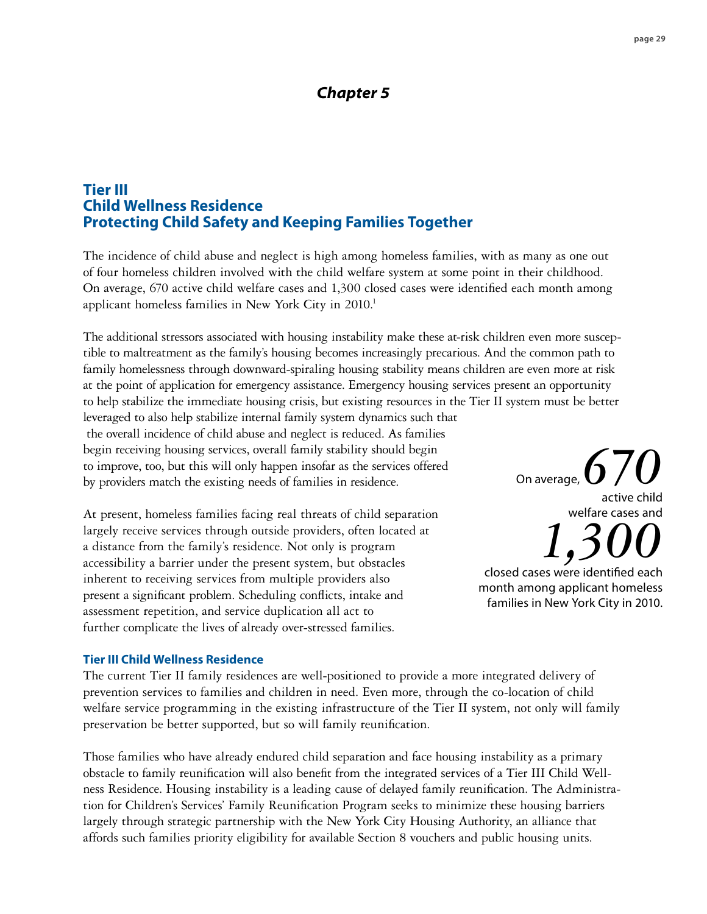## *Chapter 5*

# Tier III Child Wellness Residence Protecting Child Safety and Keeping Families Together

The incidence of child abuse and neglect is high among homeless families, with as many as one out of four homeless children involved with the child welfare system at some point in their childhood. On average, 670 active child welfare cases and 1,300 closed cases were identified each month among applicant homeless families in New York City in 2010.[1]

The additional stressors associated with housing instability make these at-risk children even more susceptible to maltreatment as the family's housing becomes increasingly precarious. And the common path to family homelessness through downward-spiraling housing stability means children are even more at risk at the point of application for emergency assistance. Emergency housing services present an opportunity to help stabilize the immediate housing crisis, but existing resources in the Tier II system must be better leveraged to also help stabilize internal family system dynamics such that the overall incidence of child abuse and neglect is reduced. As families begin receiving housing services, overall family stability should begin to improve, too, but this will only happen insofar as the services offered by providers match the existing needs of families in residence.

At present, homeless families facing real threats of child separation largely receive services through outside providers, often located at a distance from the family's residence. Not only is program accessibility a barrier under the present system, but obstacles inherent to receiving services from multiple providers also present a significant problem. Scheduling conflicts, intake and assessment repetition, and service duplication all act to further complicate the lives of already over-stressed families.

> On average, ***670*** active child welfare cases and ***1,300*** closed cases were identified each month among applicant homeless families in New York City in 2010.

### Tier III Child Wellness Residence

The current Tier II family residences are well-positioned to provide a more integrated delivery of prevention services to families and children in need. Even more, through the co-location of child welfare service programming in the existing infrastructure of the Tier II system, not only will family preservation be better supported, but so will family reunification.

Those families who have already endured child separation and face housing instability as a primary obstacle to family reunification will also benefit from the integrated services of a Tier III Child Wellness Residence. Housing instability is a leading cause of delayed family reunification. The Administration for Children's Services' Family Reunification Program seeks to minimize these housing barriers largely through strategic partnership with the New York City Housing Authority, an alliance that affords such families priority eligibility for available Section 8 vouchers and public housing units.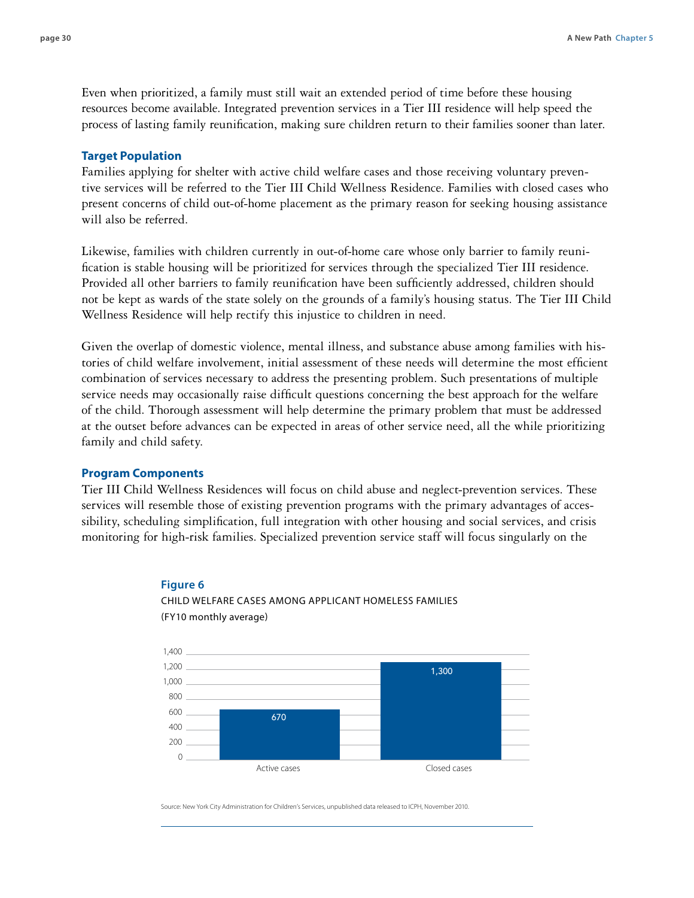Even when prioritized, a family must still wait an extended period of time before these housing resources become available. Integrated prevention services in a Tier III residence will help speed the process of lasting family reunification, making sure children return to their families sooner than later.

### Target Population

Families applying for shelter with active child welfare cases and those receiving voluntary preventive services will be referred to the Tier III Child Wellness Residence. Families with closed cases who present concerns of child out-of-home placement as the primary reason for seeking housing assistance will also be referred.

Likewise, families with children currently in out-of-home care whose only barrier to family reunification is stable housing will be prioritized for services through the specialized Tier III residence. Provided all other barriers to family reunification have been sufficiently addressed, children should not be kept as wards of the state solely on the grounds of a family's housing status. The Tier III Child Wellness Residence will help rectify this injustice to children in need.

Given the overlap of domestic violence, mental illness, and substance abuse among families with histories of child welfare involvement, initial assessment of these needs will determine the most efficient combination of services necessary to address the presenting problem. Such presentations of multiple service needs may occasionally raise difficult questions concerning the best approach for the welfare of the child. Thorough assessment will help determine the primary problem that must be addressed at the outset before advances can be expected in areas of other service need, all the while prioritizing family and child safety.

### Program Components

Tier III Child Wellness Residences will focus on child abuse and neglect-prevention services. These services will resemble those of existing prevention programs with the primary advantages of accessibility, scheduling simplification, full integration with other housing and social services, and crisis monitoring for high-risk families. Specialized prevention service staff will focus singularly on the

**Figure 6**

CHILD WELFARE CASES AMONG APPLICANT HOMELESS FAMILIES
(FY10 monthly average)

| | Cases |
|---|---|
| Active cases | 670 |
| Closed cases | 1,300 |

Source: New York City Administration for Children's Services, unpublished data released to ICPH, November 2010.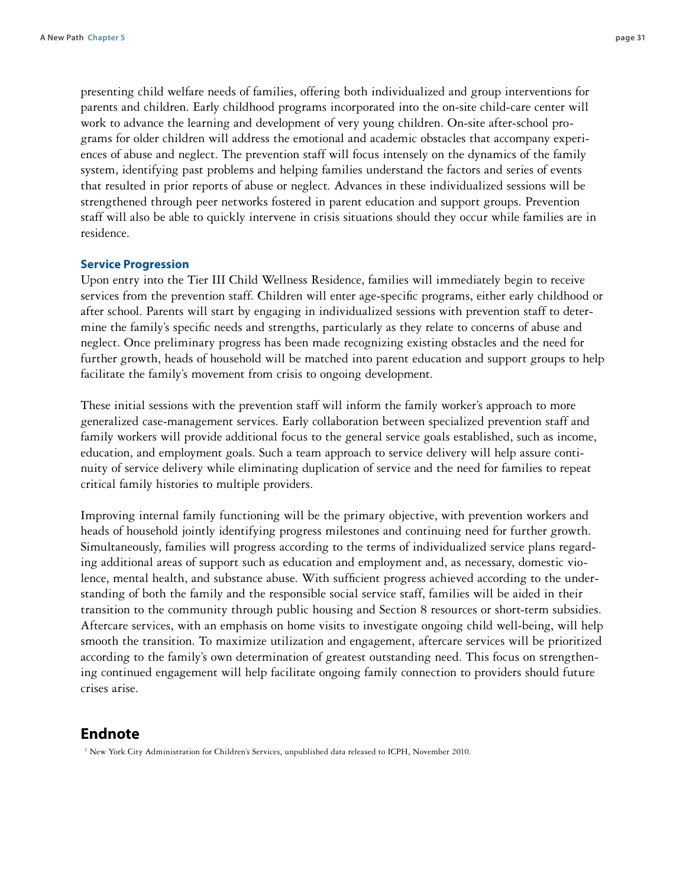presenting child welfare needs of families, offering both individualized and group interventions for parents and children. Early childhood programs incorporated into the on-site child-care center will work to advance the learning and development of very young children. On-site after-school programs for older children will address the emotional and academic obstacles that accompany experiences of abuse and neglect. The prevention staff will focus intensely on the dynamics of the family system, identifying past problems and helping families understand the factors and series of events that resulted in prior reports of abuse or neglect. Advances in these individualized sessions will be strengthened through peer networks fostered in parent education and support groups. Prevention staff will also be able to quickly intervene in crisis situations should they occur while families are in residence.

### Service Progression

Upon entry into the Tier III Child Wellness Residence, families will immediately begin to receive services from the prevention staff. Children will enter age-specific programs, either early childhood or after school. Parents will start by engaging in individualized sessions with prevention staff to determine the family's specific needs and strengths, particularly as they relate to concerns of abuse and neglect. Once preliminary progress has been made recognizing existing obstacles and the need for further growth, heads of household will be matched into parent education and support groups to help facilitate the family's movement from crisis to ongoing development.

These initial sessions with the prevention staff will inform the family worker's approach to more generalized case-management services. Early collaboration between specialized prevention staff and family workers will provide additional focus to the general service goals established, such as income, education, and employment goals. Such a team approach to service delivery will help assure continuity of service delivery while eliminating duplication of service and the need for families to repeat critical family histories to multiple providers.

Improving internal family functioning will be the primary objective, with prevention workers and heads of household jointly identifying progress milestones and continuing need for further growth. Simultaneously, families will progress according to the terms of individualized service plans regarding additional areas of support such as education and employment and, as necessary, domestic violence, mental health, and substance abuse. With sufficient progress achieved according to the understanding of both the family and the responsible social service staff, families will be aided in their transition to the community through public housing and Section 8 resources or short-term subsidies. Aftercare services, with an emphasis on home visits to investigate ongoing child well-being, will help smooth the transition. To maximize utilization and engagement, aftercare services will be prioritized according to the family's own determination of greatest outstanding need. This focus on strengthening continued engagement will help facilitate ongoing family connection to providers should future crises arise.

## Endnote

[1] New York City Administration for Children's Services, unpublished data released to ICPH, November 2010.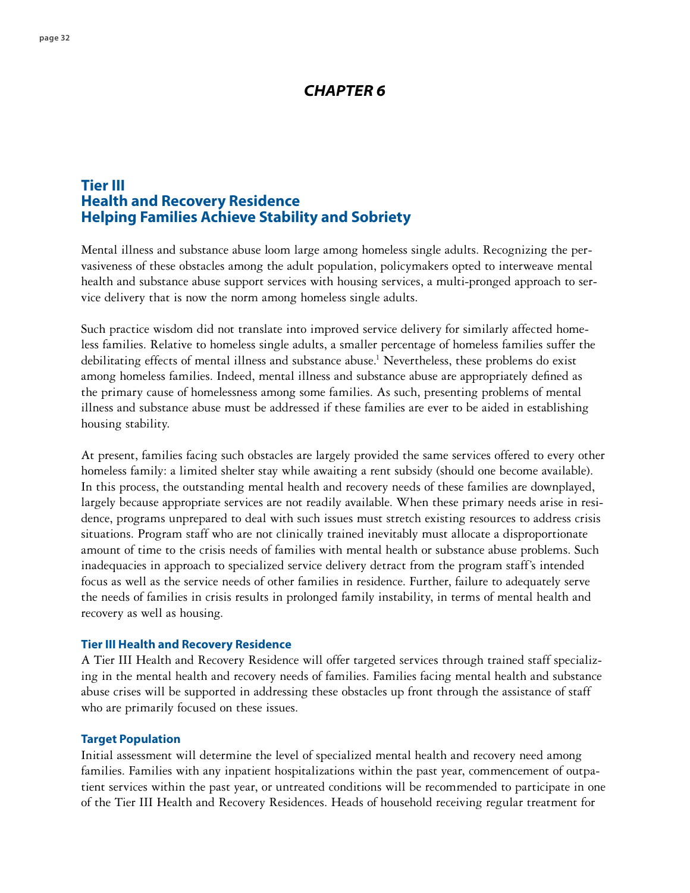## CHAPTER 6

## Tier III
## Health and Recovery Residence
## Helping Families Achieve Stability and Sobriety

Mental illness and substance abuse loom large among homeless single adults. Recognizing the pervasiveness of these obstacles among the adult population, policymakers opted to interweave mental health and substance abuse support services with housing services, a multi-pronged approach to service delivery that is now the norm among homeless single adults.

Such practice wisdom did not translate into improved service delivery for similarly affected homeless families. Relative to homeless single adults, a smaller percentage of homeless families suffer the debilitating effects of mental illness and substance abuse.[1] Nevertheless, these problems do exist among homeless families. Indeed, mental illness and substance abuse are appropriately defined as the primary cause of homelessness among some families. As such, presenting problems of mental illness and substance abuse must be addressed if these families are ever to be aided in establishing housing stability.

At present, families facing such obstacles are largely provided the same services offered to every other homeless family: a limited shelter stay while awaiting a rent subsidy (should one become available). In this process, the outstanding mental health and recovery needs of these families are downplayed, largely because appropriate services are not readily available. When these primary needs arise in residence, programs unprepared to deal with such issues must stretch existing resources to address crisis situations. Program staff who are not clinically trained inevitably must allocate a disproportionate amount of time to the crisis needs of families with mental health or substance abuse problems. Such inadequacies in approach to specialized service delivery detract from the program staff's intended focus as well as the service needs of other families in residence. Further, failure to adequately serve the needs of families in crisis results in prolonged family instability, in terms of mental health and recovery as well as housing.

### Tier III Health and Recovery Residence

A Tier III Health and Recovery Residence will offer targeted services through trained staff specializing in the mental health and recovery needs of families. Families facing mental health and substance abuse crises will be supported in addressing these obstacles up front through the assistance of staff who are primarily focused on these issues.

### Target Population

Initial assessment will determine the level of specialized mental health and recovery need among families. Families with any inpatient hospitalizations within the past year, commencement of outpatient services within the past year, or untreated conditions will be recommended to participate in one of the Tier III Health and Recovery Residences. Heads of household receiving regular treatment for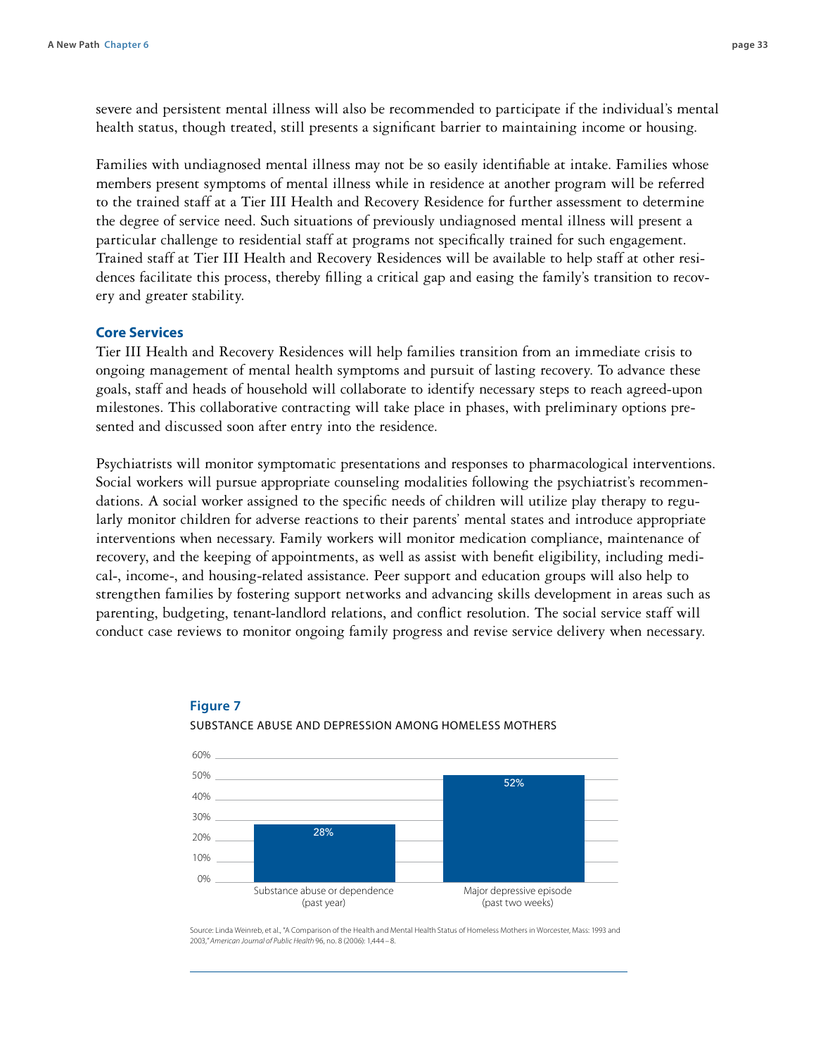severe and persistent mental illness will also be recommended to participate if the individual's mental health status, though treated, still presents a significant barrier to maintaining income or housing.

Families with undiagnosed mental illness may not be so easily identifiable at intake. Families whose members present symptoms of mental illness while in residence at another program will be referred to the trained staff at a Tier III Health and Recovery Residence for further assessment to determine the degree of service need. Such situations of previously undiagnosed mental illness will present a particular challenge to residential staff at programs not specifically trained for such engagement. Trained staff at Tier III Health and Recovery Residences will be available to help staff at other residences facilitate this process, thereby filling a critical gap and easing the family's transition to recovery and greater stability.

### Core Services

Tier III Health and Recovery Residences will help families transition from an immediate crisis to ongoing management of mental health symptoms and pursuit of lasting recovery. To advance these goals, staff and heads of household will collaborate to identify necessary steps to reach agreed-upon milestones. This collaborative contracting will take place in phases, with preliminary options presented and discussed soon after entry into the residence.

Psychiatrists will monitor symptomatic presentations and responses to pharmacological interventions. Social workers will pursue appropriate counseling modalities following the psychiatrist's recommendations. A social worker assigned to the specific needs of children will utilize play therapy to regularly monitor children for adverse reactions to their parents' mental states and introduce appropriate interventions when necessary. Family workers will monitor medication compliance, maintenance of recovery, and the keeping of appointments, as well as assist with benefit eligibility, including medical-, income-, and housing-related assistance. Peer support and education groups will also help to strengthen families by fostering support networks and advancing skills development in areas such as parenting, budgeting, tenant-landlord relations, and conflict resolution. The social service staff will conduct case reviews to monitor ongoing family progress and revise service delivery when necessary.

**Figure 7**

SUBSTANCE ABUSE AND DEPRESSION AMONG HOMELESS MOTHERS

| | Percentage |
|---|---|
| Substance abuse or dependence (past year) | 28% |
| Major depressive episode (past two weeks) | 52% |

Source: Linda Weinreb, et al., "A Comparison of the Health and Mental Health Status of Homeless Mothers in Worcester, Mass: 1993 and 2003," *American Journal of Public Health* 96, no. 8 (2006): 1,444 – 8.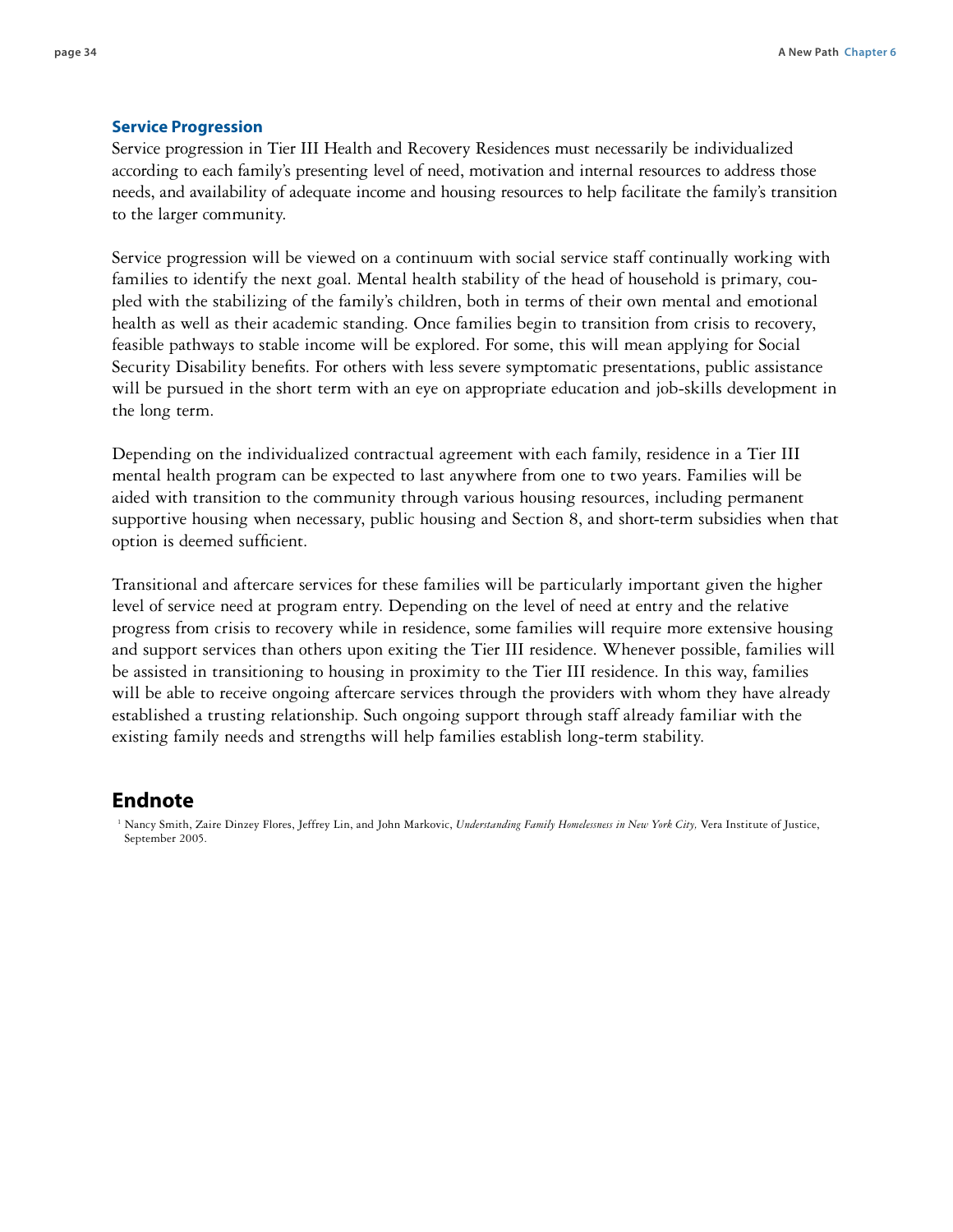### Service Progression

Service progression in Tier III Health and Recovery Residences must necessarily be individualized according to each family's presenting level of need, motivation and internal resources to address those needs, and availability of adequate income and housing resources to help facilitate the family's transition to the larger community.

Service progression will be viewed on a continuum with social service staff continually working with families to identify the next goal. Mental health stability of the head of household is primary, coupled with the stabilizing of the family's children, both in terms of their own mental and emotional health as well as their academic standing. Once families begin to transition from crisis to recovery, feasible pathways to stable income will be explored. For some, this will mean applying for Social Security Disability benefits. For others with less severe symptomatic presentations, public assistance will be pursued in the short term with an eye on appropriate education and job-skills development in the long term.

Depending on the individualized contractual agreement with each family, residence in a Tier III mental health program can be expected to last anywhere from one to two years. Families will be aided with transition to the community through various housing resources, including permanent supportive housing when necessary, public housing and Section 8, and short-term subsidies when that option is deemed sufficient.

Transitional and aftercare services for these families will be particularly important given the higher level of service need at program entry. Depending on the level of need at entry and the relative progress from crisis to recovery while in residence, some families will require more extensive housing and support services than others upon exiting the Tier III residence. Whenever possible, families will be assisted in transitioning to housing in proximity to the Tier III residence. In this way, families will be able to receive ongoing aftercare services through the providers with whom they have already established a trusting relationship. Such ongoing support through staff already familiar with the existing family needs and strengths will help families establish long-term stability.

## Endnote

[1] Nancy Smith, Zaire Dinzey Flores, Jeffrey Lin, and John Markovic, *Understanding Family Homelessness in New York City,* Vera Institute of Justice, September 2005.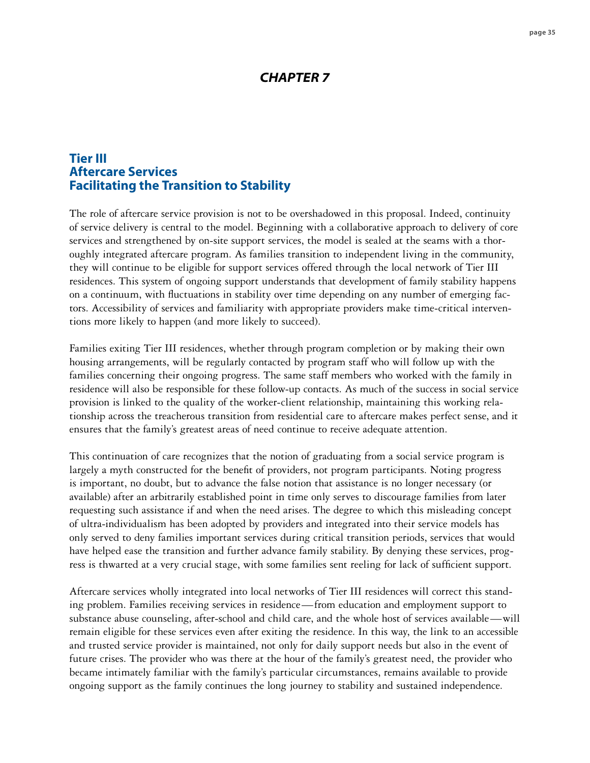# *CHAPTER 7*

## Tier III
## Aftercare Services
## Facilitating the Transition to Stability

The role of aftercare service provision is not to be overshadowed in this proposal. Indeed, continuity of service delivery is central to the model. Beginning with a collaborative approach to delivery of core services and strengthened by on-site support services, the model is sealed at the seams with a thoroughly integrated aftercare program. As families transition to independent living in the community, they will continue to be eligible for support services offered through the local network of Tier III residences. This system of ongoing support understands that development of family stability happens on a continuum, with fluctuations in stability over time depending on any number of emerging factors. Accessibility of services and familiarity with appropriate providers make time-critical interventions more likely to happen (and more likely to succeed).

Families exiting Tier III residences, whether through program completion or by making their own housing arrangements, will be regularly contacted by program staff who will follow up with the families concerning their ongoing progress. The same staff members who worked with the family in residence will also be responsible for these follow-up contacts. As much of the success in social service provision is linked to the quality of the worker-client relationship, maintaining this working relationship across the treacherous transition from residential care to aftercare makes perfect sense, and it ensures that the family's greatest areas of need continue to receive adequate attention.

This continuation of care recognizes that the notion of graduating from a social service program is largely a myth constructed for the benefit of providers, not program participants. Noting progress is important, no doubt, but to advance the false notion that assistance is no longer necessary (or available) after an arbitrarily established point in time only serves to discourage families from later requesting such assistance if and when the need arises. The degree to which this misleading concept of ultra-individualism has been adopted by providers and integrated into their service models has only served to deny families important services during critical transition periods, services that would have helped ease the transition and further advance family stability. By denying these services, progress is thwarted at a very crucial stage, with some families sent reeling for lack of sufficient support.

Aftercare services wholly integrated into local networks of Tier III residences will correct this standing problem. Families receiving services in residence—from education and employment support to substance abuse counseling, after-school and child care, and the whole host of services available—will remain eligible for these services even after exiting the residence. In this way, the link to an accessible and trusted service provider is maintained, not only for daily support needs but also in the event of future crises. The provider who was there at the hour of the family's greatest need, the provider who became intimately familiar with the family's particular circumstances, remains available to provide ongoing support as the family continues the long journey to stability and sustained independence.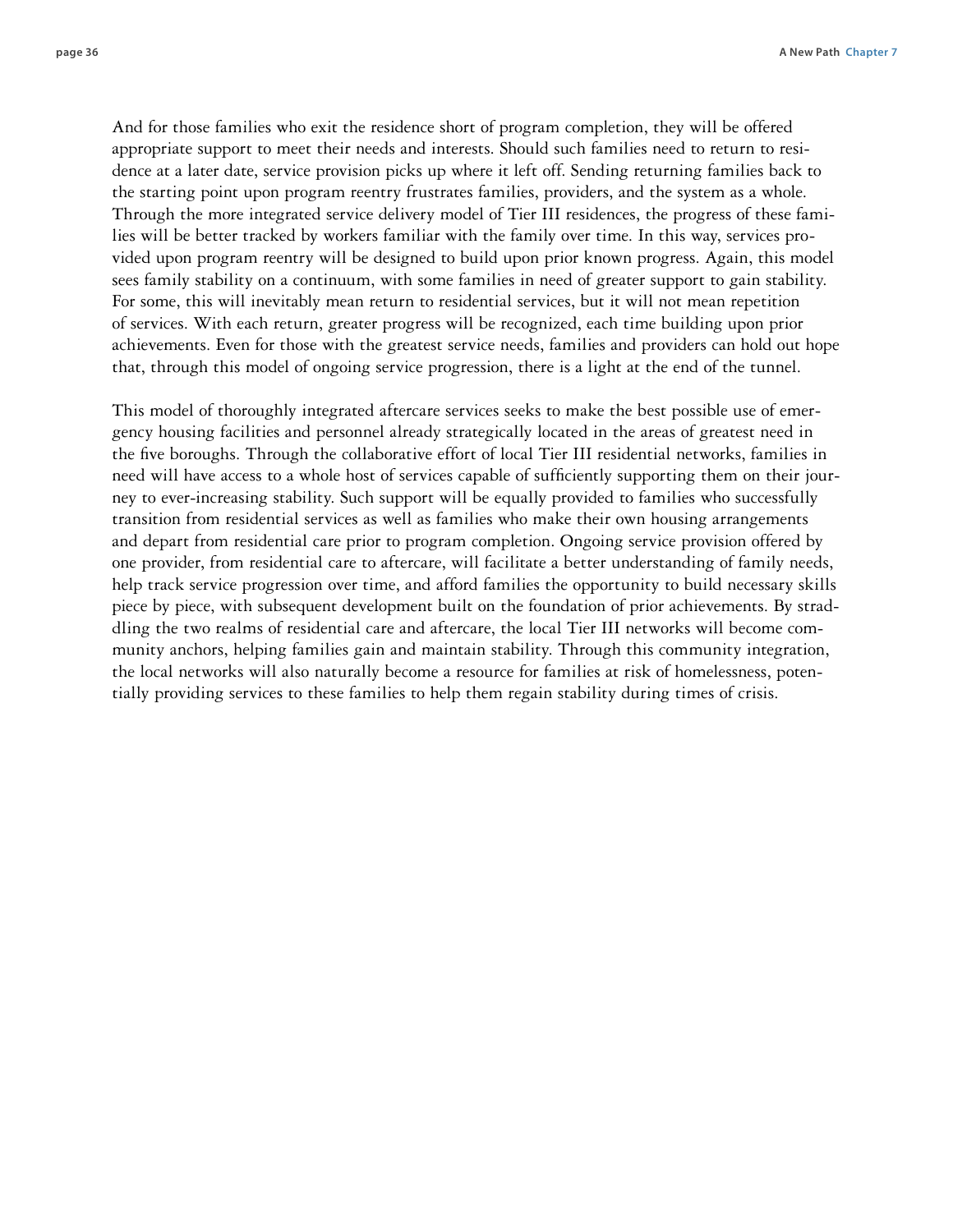And for those families who exit the residence short of program completion, they will be offered appropriate support to meet their needs and interests. Should such families need to return to residence at a later date, service provision picks up where it left off. Sending returning families back to the starting point upon program reentry frustrates families, providers, and the system as a whole. Through the more integrated service delivery model of Tier III residences, the progress of these families will be better tracked by workers familiar with the family over time. In this way, services provided upon program reentry will be designed to build upon prior known progress. Again, this model sees family stability on a continuum, with some families in need of greater support to gain stability. For some, this will inevitably mean return to residential services, but it will not mean repetition of services. With each return, greater progress will be recognized, each time building upon prior achievements. Even for those with the greatest service needs, families and providers can hold out hope that, through this model of ongoing service progression, there is a light at the end of the tunnel.

This model of thoroughly integrated aftercare services seeks to make the best possible use of emergency housing facilities and personnel already strategically located in the areas of greatest need in the five boroughs. Through the collaborative effort of local Tier III residential networks, families in need will have access to a whole host of services capable of sufficiently supporting them on their journey to ever-increasing stability. Such support will be equally provided to families who successfully transition from residential services as well as families who make their own housing arrangements and depart from residential care prior to program completion. Ongoing service provision offered by one provider, from residential care to aftercare, will facilitate a better understanding of family needs, help track service progression over time, and afford families the opportunity to build necessary skills piece by piece, with subsequent development built on the foundation of prior achievements. By straddling the two realms of residential care and aftercare, the local Tier III networks will become community anchors, helping families gain and maintain stability. Through this community integration, the local networks will also naturally become a resource for families at risk of homelessness, potentially providing services to these families to help them regain stability during times of crisis.